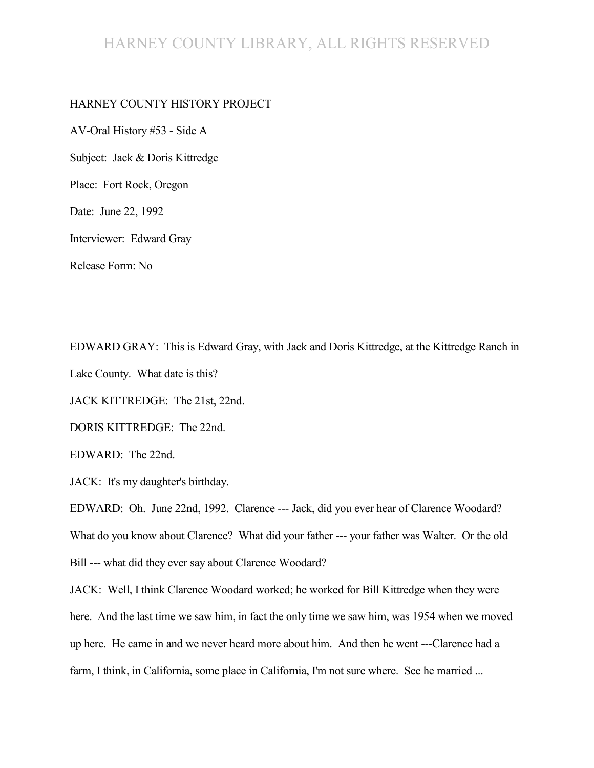HARNEY COUNTY HISTORY PROJECT

AV-Oral History #53 - Side A

Subject: Jack & Doris Kittredge

Place: Fort Rock, Oregon

Date: June 22, 1992

Interviewer: Edward Gray

Release Form: No

EDWARD GRAY: This is Edward Gray, with Jack and Doris Kittredge, at the Kittredge Ranch in Lake County. What date is this?

JACK KITTREDGE: The 21st, 22nd.

DORIS KITTREDGE: The 22nd.

EDWARD: The 22nd.

JACK: It's my daughter's birthday.

EDWARD: Oh. June 22nd, 1992. Clarence --- Jack, did you ever hear of Clarence Woodard? What do you know about Clarence? What did your father --- your father was Walter. Or the old Bill --- what did they ever say about Clarence Woodard?

JACK: Well, I think Clarence Woodard worked; he worked for Bill Kittredge when they were here. And the last time we saw him, in fact the only time we saw him, was 1954 when we moved up here. He came in and we never heard more about him. And then he went ---Clarence had a farm, I think, in California, some place in California, I'm not sure where. See he married ...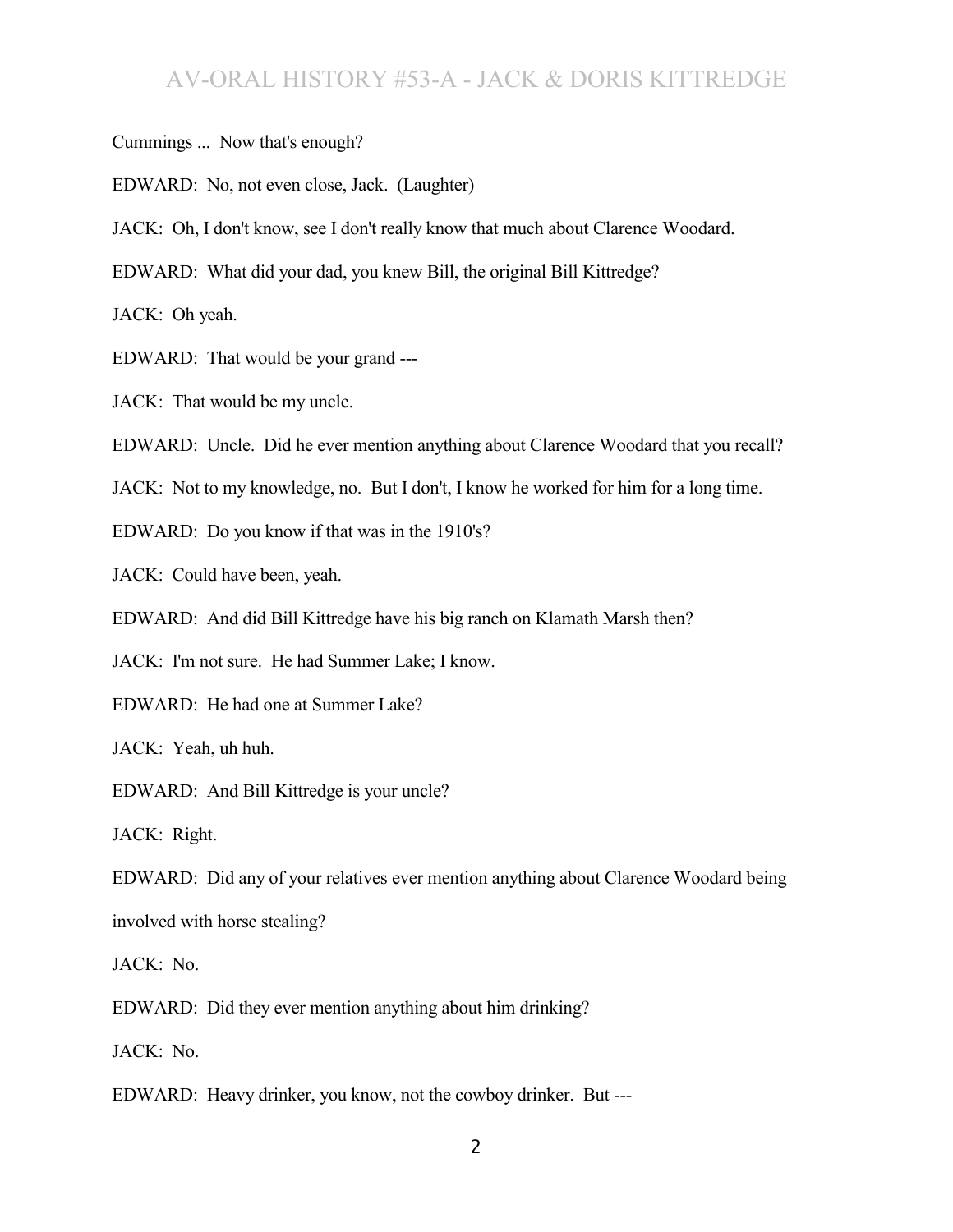Cummings ... Now that's enough?

EDWARD: No, not even close, Jack. (Laughter)

JACK: Oh, I don't know, see I don't really know that much about Clarence Woodard.

EDWARD: What did your dad, you knew Bill, the original Bill Kittredge?

JACK: Oh yeah.

EDWARD: That would be your grand ---

JACK: That would be my uncle.

EDWARD: Uncle. Did he ever mention anything about Clarence Woodard that you recall?

JACK: Not to my knowledge, no. But I don't, I know he worked for him for a long time.

EDWARD: Do you know if that was in the 1910's?

JACK: Could have been, yeah.

EDWARD: And did Bill Kittredge have his big ranch on Klamath Marsh then?

JACK: I'm not sure. He had Summer Lake; I know.

EDWARD: He had one at Summer Lake?

JACK: Yeah, uh huh.

EDWARD: And Bill Kittredge is your uncle?

JACK: Right.

EDWARD: Did any of your relatives ever mention anything about Clarence Woodard being involved with horse stealing?

JACK: No.

EDWARD: Did they ever mention anything about him drinking?

JACK: No.

EDWARD: Heavy drinker, you know, not the cowboy drinker. But ---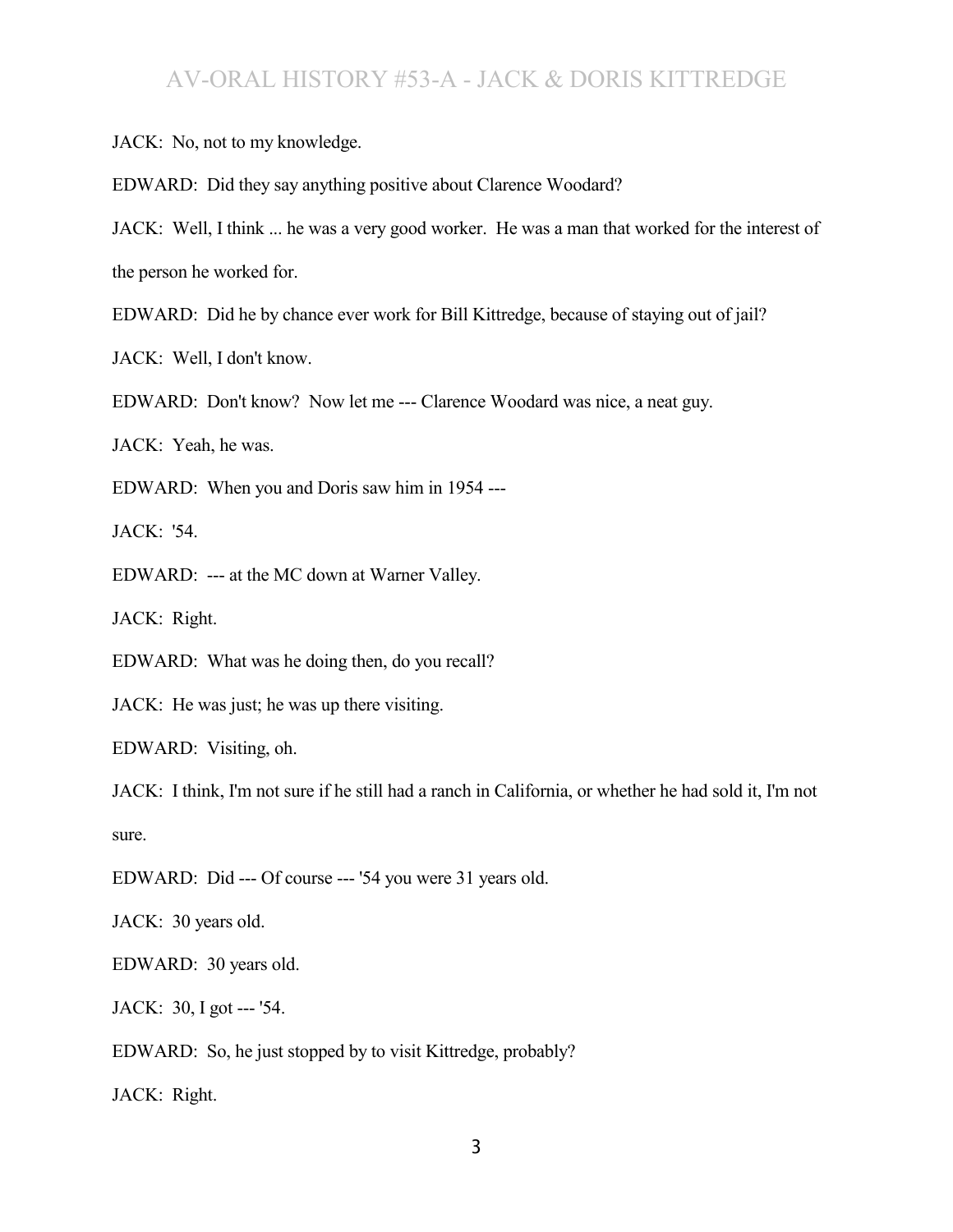JACK: No, not to my knowledge.

EDWARD: Did they say anything positive about Clarence Woodard?

JACK: Well, I think ... he was a very good worker. He was a man that worked for the interest of the person he worked for.

EDWARD: Did he by chance ever work for Bill Kittredge, because of staying out of jail?

JACK: Well, I don't know.

EDWARD: Don't know? Now let me --- Clarence Woodard was nice, a neat guy.

JACK: Yeah, he was.

EDWARD: When you and Doris saw him in 1954 ---

JACK: '54.

EDWARD: --- at the MC down at Warner Valley.

JACK: Right.

EDWARD: What was he doing then, do you recall?

JACK: He was just; he was up there visiting.

EDWARD: Visiting, oh.

JACK: I think, I'm not sure if he still had a ranch in California, or whether he had sold it, I'm not sure.

EDWARD: Did --- Of course --- '54 you were 31 years old.

JACK: 30 years old.

EDWARD: 30 years old.

JACK: 30, I got --- '54.

EDWARD: So, he just stopped by to visit Kittredge, probably?

JACK: Right.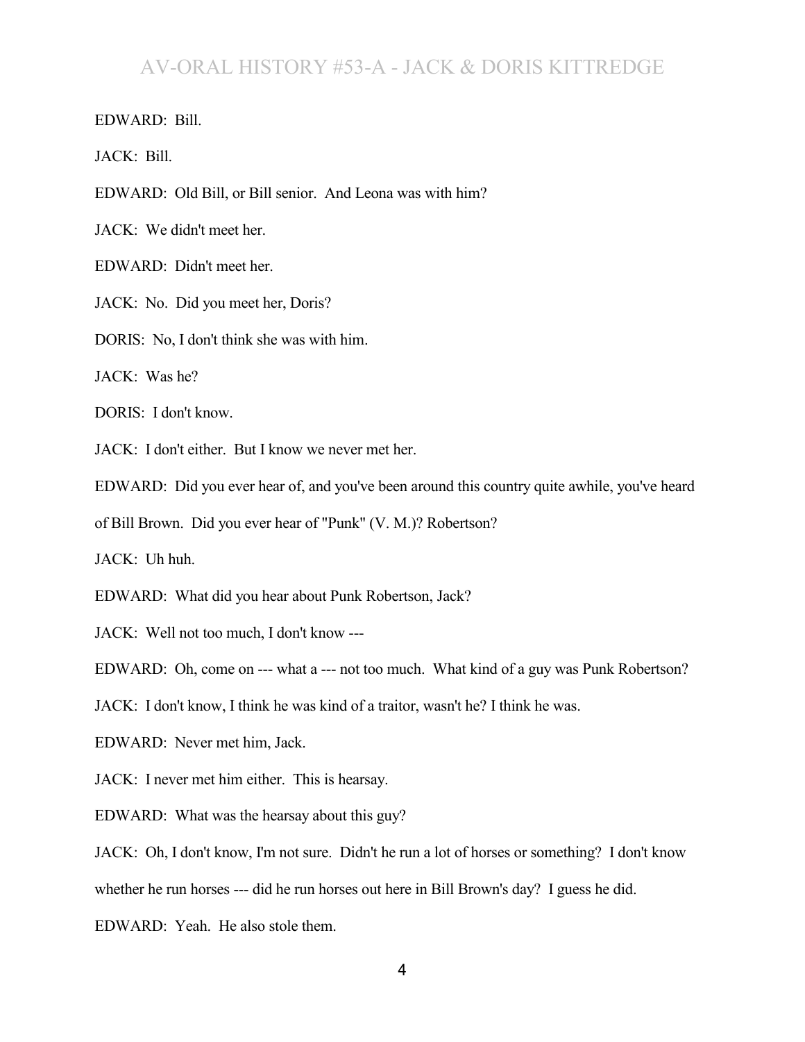EDWARD: Bill.

JACK: Bill.

EDWARD: Old Bill, or Bill senior. And Leona was with him?

JACK: We didn't meet her.

EDWARD: Didn't meet her.

JACK: No. Did you meet her, Doris?

DORIS: No, I don't think she was with him.

JACK: Was he?

DORIS: I don't know.

JACK: I don't either. But I know we never met her.

EDWARD: Did you ever hear of, and you've been around this country quite awhile, you've heard of Bill Brown. Did you ever hear of "Punk" (V. M.)? Robertson?

JACK: Uh huh.

EDWARD: What did you hear about Punk Robertson, Jack?

JACK: Well not too much, I don't know ---

EDWARD: Oh, come on --- what a --- not too much. What kind of a guy was Punk Robertson?

JACK: I don't know, I think he was kind of a traitor, wasn't he? I think he was.

EDWARD: Never met him, Jack.

JACK: I never met him either. This is hearsay.

EDWARD: What was the hearsay about this guy?

JACK: Oh, I don't know, I'm not sure. Didn't he run a lot of horses or something? I don't know whether he run horses --- did he run horses out here in Bill Brown's day? I guess he did.

EDWARD: Yeah. He also stole them.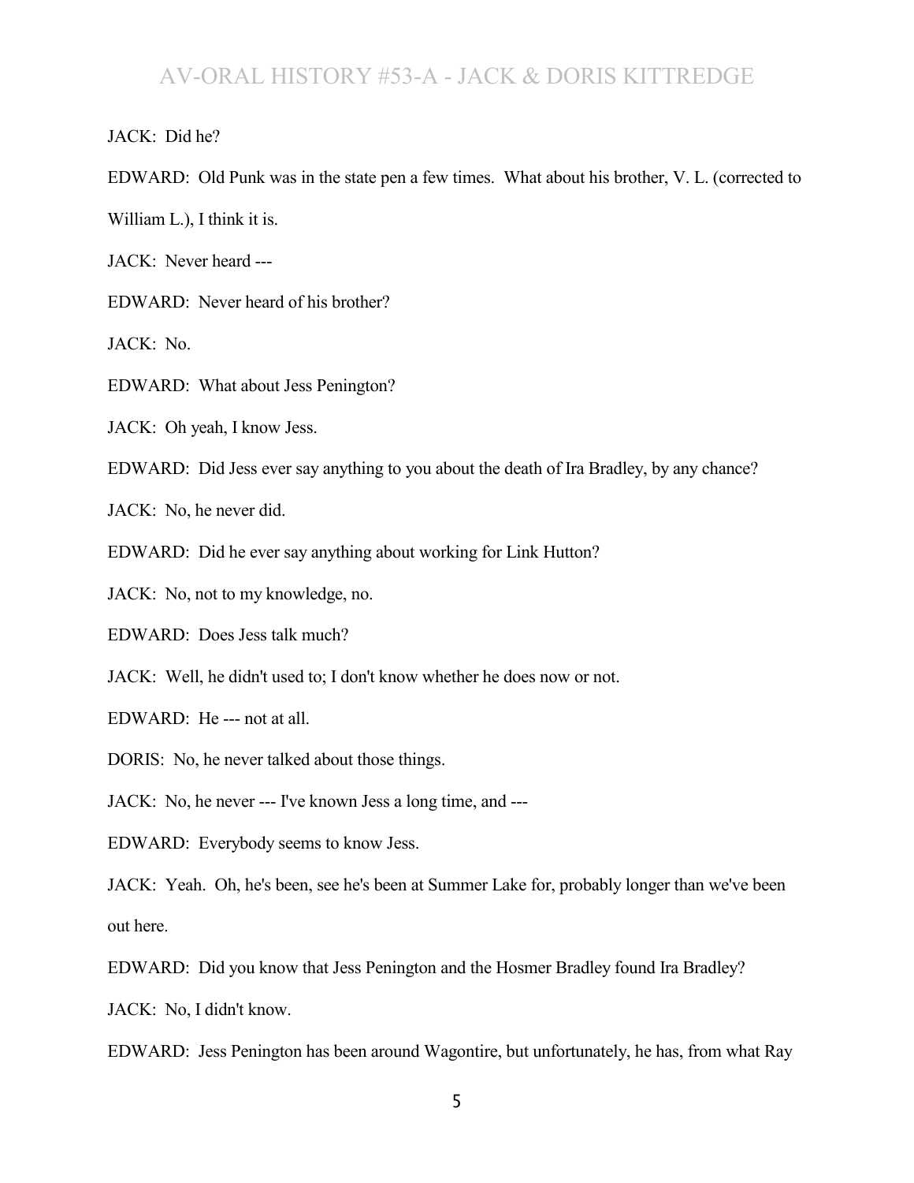JACK: Did he?

EDWARD: Old Punk was in the state pen a few times. What about his brother, V. L. (corrected to William L.), I think it is.

JACK: Never heard ---

EDWARD: Never heard of his brother?

JACK: No.

EDWARD: What about Jess Penington?

JACK: Oh yeah, I know Jess.

EDWARD: Did Jess ever say anything to you about the death of Ira Bradley, by any chance?

JACK: No, he never did.

EDWARD: Did he ever say anything about working for Link Hutton?

JACK: No, not to my knowledge, no.

EDWARD: Does Jess talk much?

JACK: Well, he didn't used to; I don't know whether he does now or not.

EDWARD: He --- not at all.

DORIS: No, he never talked about those things.

JACK: No, he never --- I've known Jess a long time, and ---

EDWARD: Everybody seems to know Jess.

JACK: Yeah. Oh, he's been, see he's been at Summer Lake for, probably longer than we've been out here.

EDWARD: Did you know that Jess Penington and the Hosmer Bradley found Ira Bradley?

JACK: No, I didn't know.

EDWARD: Jess Penington has been around Wagontire, but unfortunately, he has, from what Ray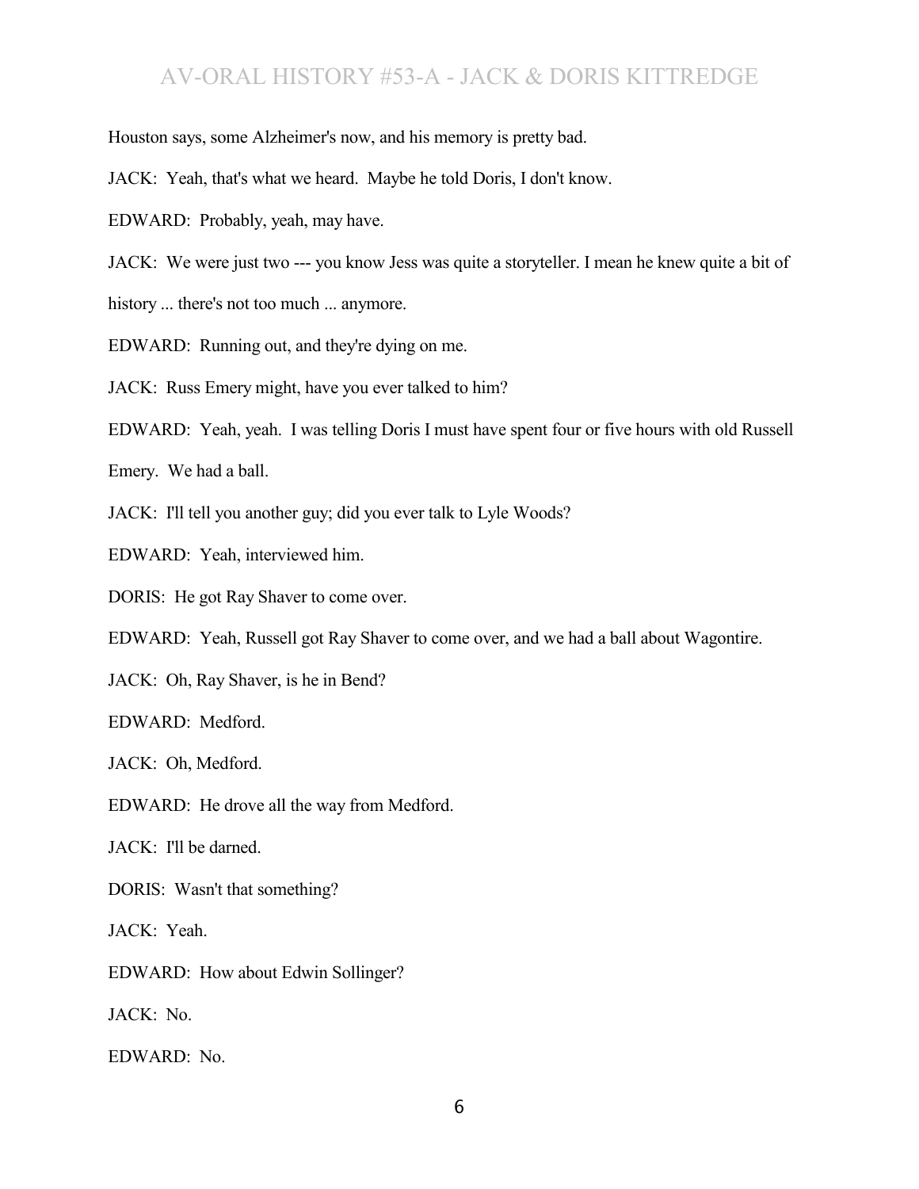Houston says, some Alzheimer's now, and his memory is pretty bad.

JACK: Yeah, that's what we heard. Maybe he told Doris, I don't know.

EDWARD: Probably, yeah, may have.

JACK: We were just two --- you know Jess was quite a storyteller. I mean he knew quite a bit of history ... there's not too much ... anymore.

EDWARD: Running out, and they're dying on me.

JACK: Russ Emery might, have you ever talked to him?

EDWARD: Yeah, yeah. I was telling Doris I must have spent four or five hours with old Russell Emery. We had a ball.

JACK: I'll tell you another guy; did you ever talk to Lyle Woods?

EDWARD: Yeah, interviewed him.

DORIS: He got Ray Shaver to come over.

EDWARD: Yeah, Russell got Ray Shaver to come over, and we had a ball about Wagontire.

JACK: Oh, Ray Shaver, is he in Bend?

EDWARD: Medford.

JACK: Oh, Medford.

EDWARD: He drove all the way from Medford.

JACK: I'll be darned.

DORIS: Wasn't that something?

JACK: Yeah.

EDWARD: How about Edwin Sollinger?

JACK: No.

EDWARD: No.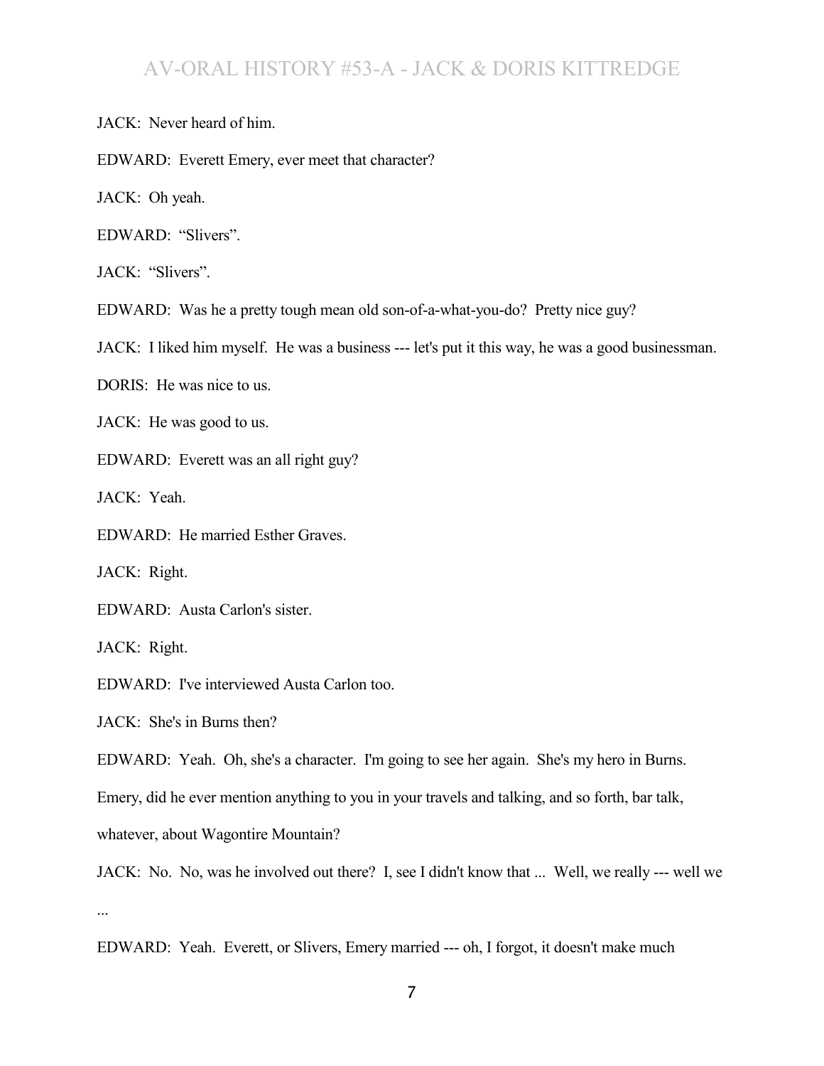JACK: Never heard of him.

EDWARD: Everett Emery, ever meet that character?

JACK: Oh yeah.

EDWARD: “Slivers”.

JACK: “Slivers”.

EDWARD: Was he a pretty tough mean old son-of-a-what-you-do? Pretty nice guy?

JACK: I liked him myself. He was a business --- let's put it this way, he was a good businessman.

DORIS: He was nice to us.

JACK: He was good to us.

EDWARD: Everett was an all right guy?

JACK: Yeah.

EDWARD: He married Esther Graves.

JACK: Right.

EDWARD: Austa Carlon's sister.

JACK: Right.

EDWARD: I've interviewed Austa Carlon too.

JACK: She's in Burns then?

EDWARD: Yeah. Oh, she's a character. I'm going to see her again. She's my hero in Burns. Emery, did he ever mention anything to you in your travels and talking, and so forth, bar talk, whatever, about Wagontire Mountain?

JACK: No. No, was he involved out there? I, see I didn't know that ... Well, we really --- well we ...

EDWARD: Yeah. Everett, or Slivers, Emery married --- oh, I forgot, it doesn't make much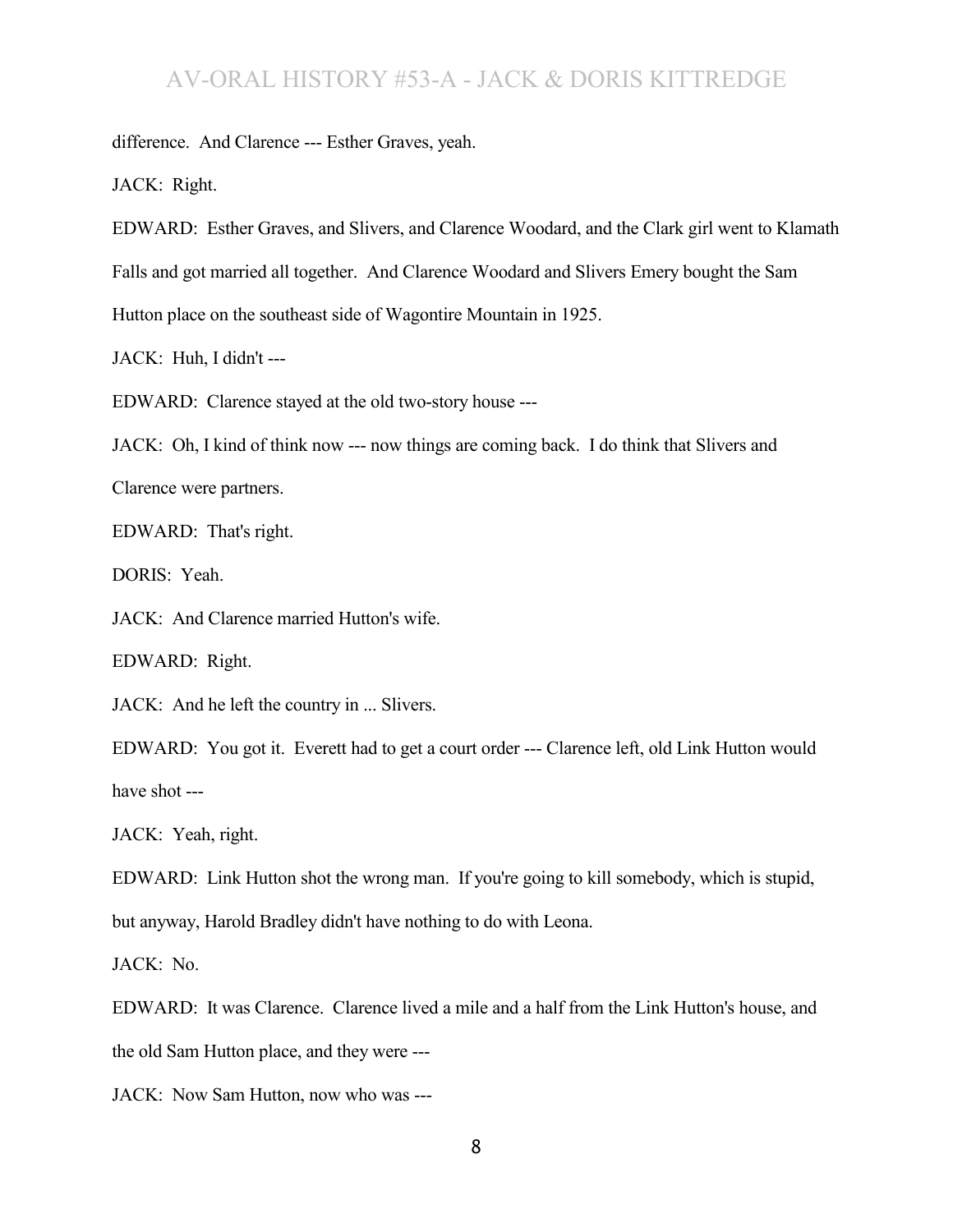difference. And Clarence --- Esther Graves, yeah.

JACK: Right.

EDWARD: Esther Graves, and Slivers, and Clarence Woodard, and the Clark girl went to Klamath Falls and got married all together. And Clarence Woodard and Slivers Emery bought the Sam Hutton place on the southeast side of Wagontire Mountain in 1925.

JACK: Huh, I didn't ---

EDWARD: Clarence stayed at the old two-story house ---

JACK: Oh, I kind of think now --- now things are coming back. I do think that Slivers and Clarence were partners.

EDWARD: That's right.

DORIS: Yeah.

JACK: And Clarence married Hutton's wife.

EDWARD: Right.

JACK: And he left the country in ... Slivers.

EDWARD: You got it. Everett had to get a court order --- Clarence left, old Link Hutton would have shot ---

JACK: Yeah, right.

EDWARD: Link Hutton shot the wrong man. If you're going to kill somebody, which is stupid, but anyway, Harold Bradley didn't have nothing to do with Leona.

JACK: No.

EDWARD: It was Clarence. Clarence lived a mile and a half from the Link Hutton's house, and the old Sam Hutton place, and they were ---

JACK: Now Sam Hutton, now who was ---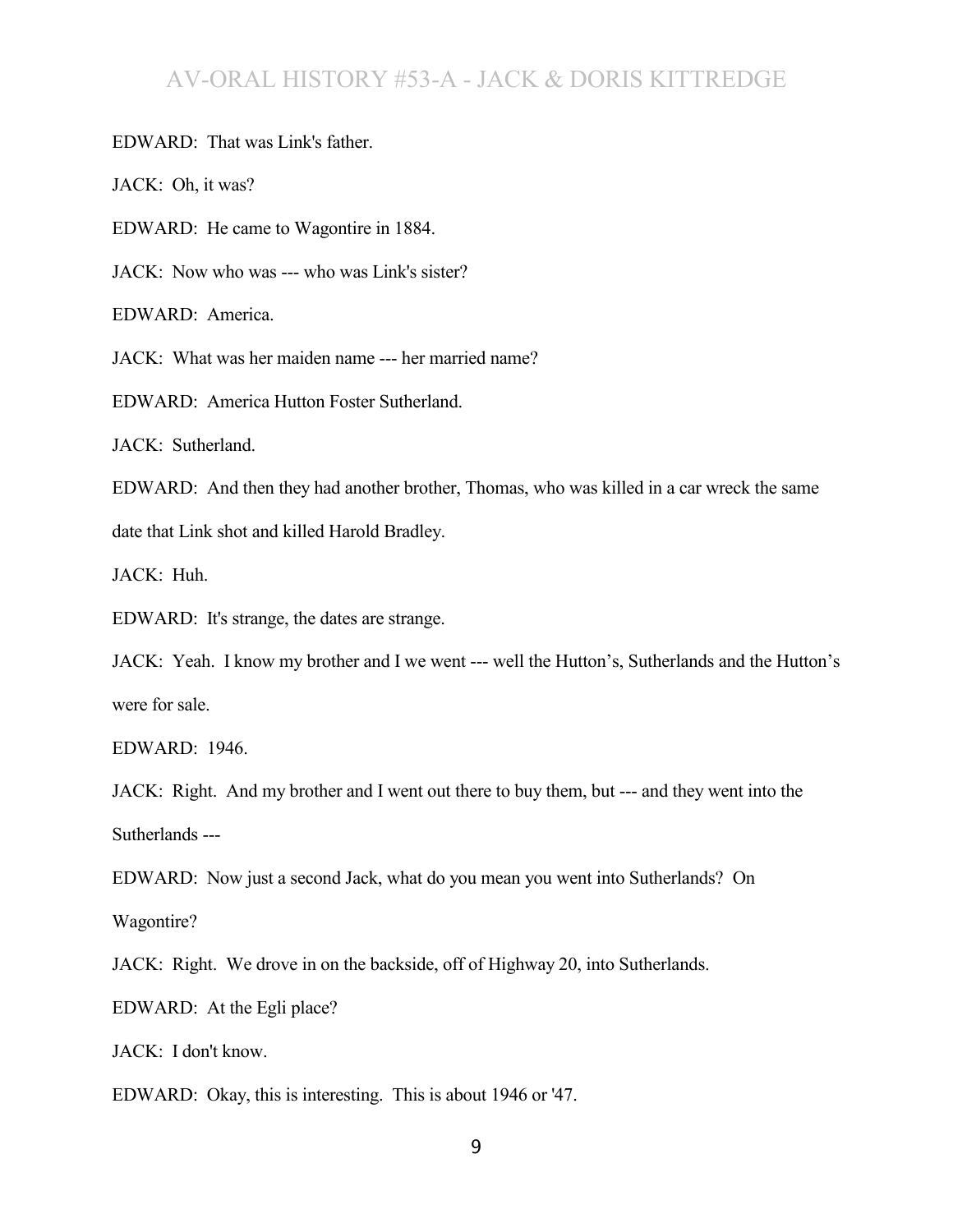EDWARD: That was Link's father.

JACK: Oh, it was?

EDWARD: He came to Wagontire in 1884.

JACK: Now who was --- who was Link's sister?

EDWARD: America.

JACK: What was her maiden name --- her married name?

EDWARD: America Hutton Foster Sutherland.

JACK: Sutherland.

EDWARD: And then they had another brother, Thomas, who was killed in a car wreck the same date that Link shot and killed Harold Bradley.

JACK: Huh.

EDWARD: It's strange, the dates are strange.

JACK: Yeah. I know my brother and I we went --- well the Hutton's, Sutherlands and the Hutton's were for sale.

EDWARD: 1946.

JACK: Right. And my brother and I went out there to buy them, but --- and they went into the Sutherlands ---

EDWARD: Now just a second Jack, what do you mean you went into Sutherlands? On Wagontire?

JACK: Right. We drove in on the backside, off of Highway 20, into Sutherlands.

EDWARD: At the Egli place?

JACK: I don't know.

EDWARD: Okay, this is interesting. This is about 1946 or '47.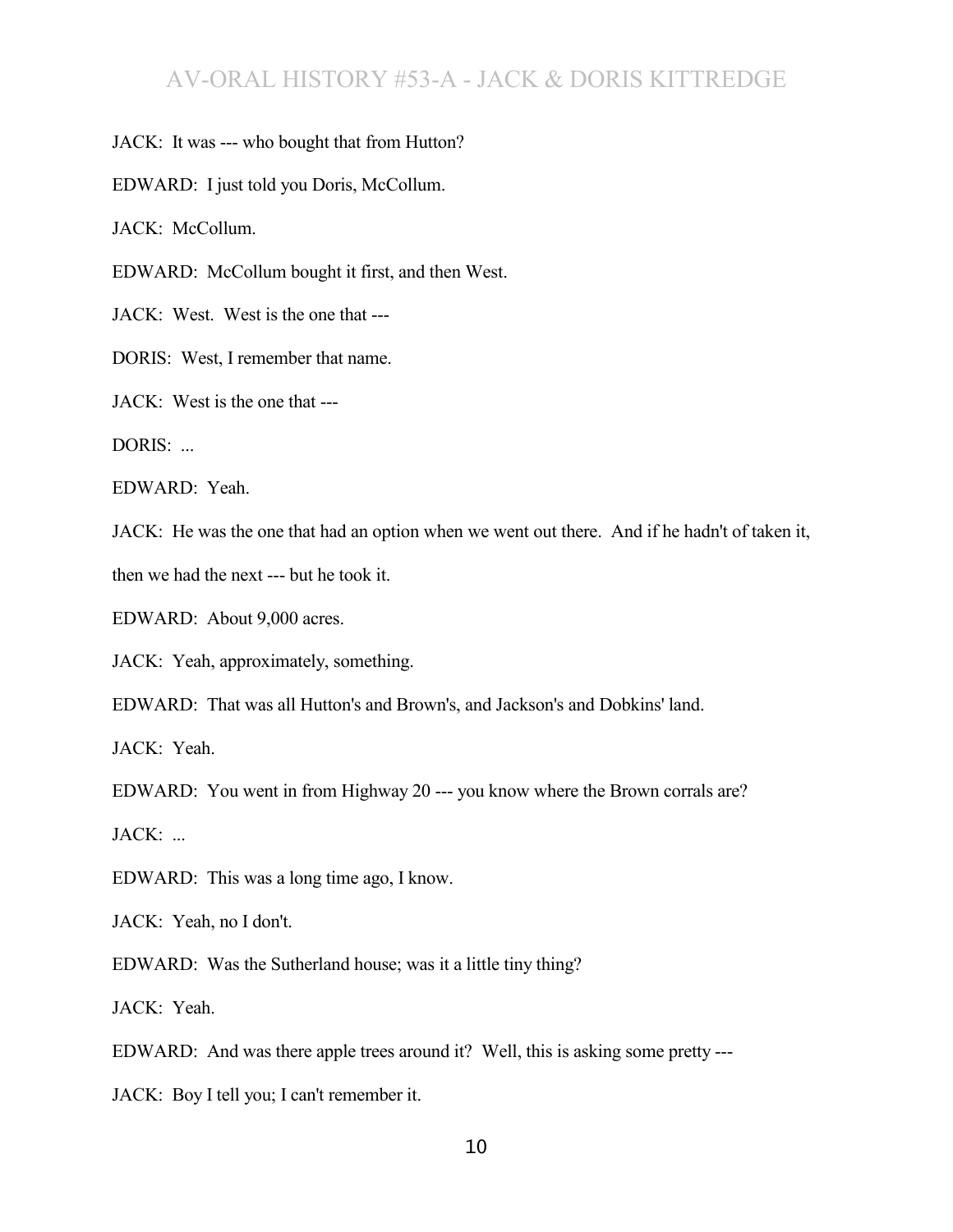JACK: It was --- who bought that from Hutton?

EDWARD: I just told you Doris, McCollum.

JACK: McCollum.

EDWARD: McCollum bought it first, and then West.

JACK: West. West is the one that ---

DORIS: West, I remember that name.

JACK: West is the one that ---

DORIS: ...

EDWARD: Yeah.

JACK: He was the one that had an option when we went out there. And if he hadn't of taken it, then we had the next --- but he took it.

EDWARD: About 9,000 acres.

JACK: Yeah, approximately, something.

EDWARD: That was all Hutton's and Brown's, and Jackson's and Dobkins' land.

JACK: Yeah.

EDWARD: You went in from Highway 20 --- you know where the Brown corrals are?

JACK: ...

EDWARD: This was a long time ago, I know.

JACK: Yeah, no I don't.

EDWARD: Was the Sutherland house; was it a little tiny thing?

JACK: Yeah.

EDWARD: And was there apple trees around it? Well, this is asking some pretty ---

JACK: Boy I tell you; I can't remember it.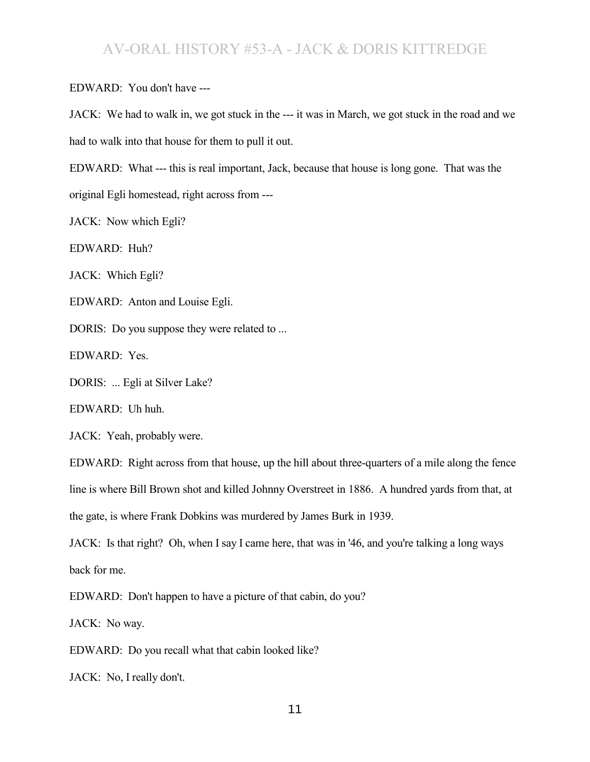EDWARD: You don't have ---

JACK: We had to walk in, we got stuck in the --- it was in March, we got stuck in the road and we had to walk into that house for them to pull it out.

EDWARD: What --- this is real important, Jack, because that house is long gone. That was the original Egli homestead, right across from ---

JACK: Now which Egli?

EDWARD: Huh?

JACK: Which Egli?

EDWARD: Anton and Louise Egli.

DORIS: Do you suppose they were related to ...

EDWARD: Yes.

DORIS: ... Egli at Silver Lake?

EDWARD: Uh huh.

JACK: Yeah, probably were.

EDWARD: Right across from that house, up the hill about three-quarters of a mile along the fence line is where Bill Brown shot and killed Johnny Overstreet in 1886. A hundred yards from that, at the gate, is where Frank Dobkins was murdered by James Burk in 1939.

JACK: Is that right? Oh, when I say I came here, that was in '46, and you're talking a long ways back for me.

EDWARD: Don't happen to have a picture of that cabin, do you?

JACK: No way.

EDWARD: Do you recall what that cabin looked like?

JACK: No, I really don't.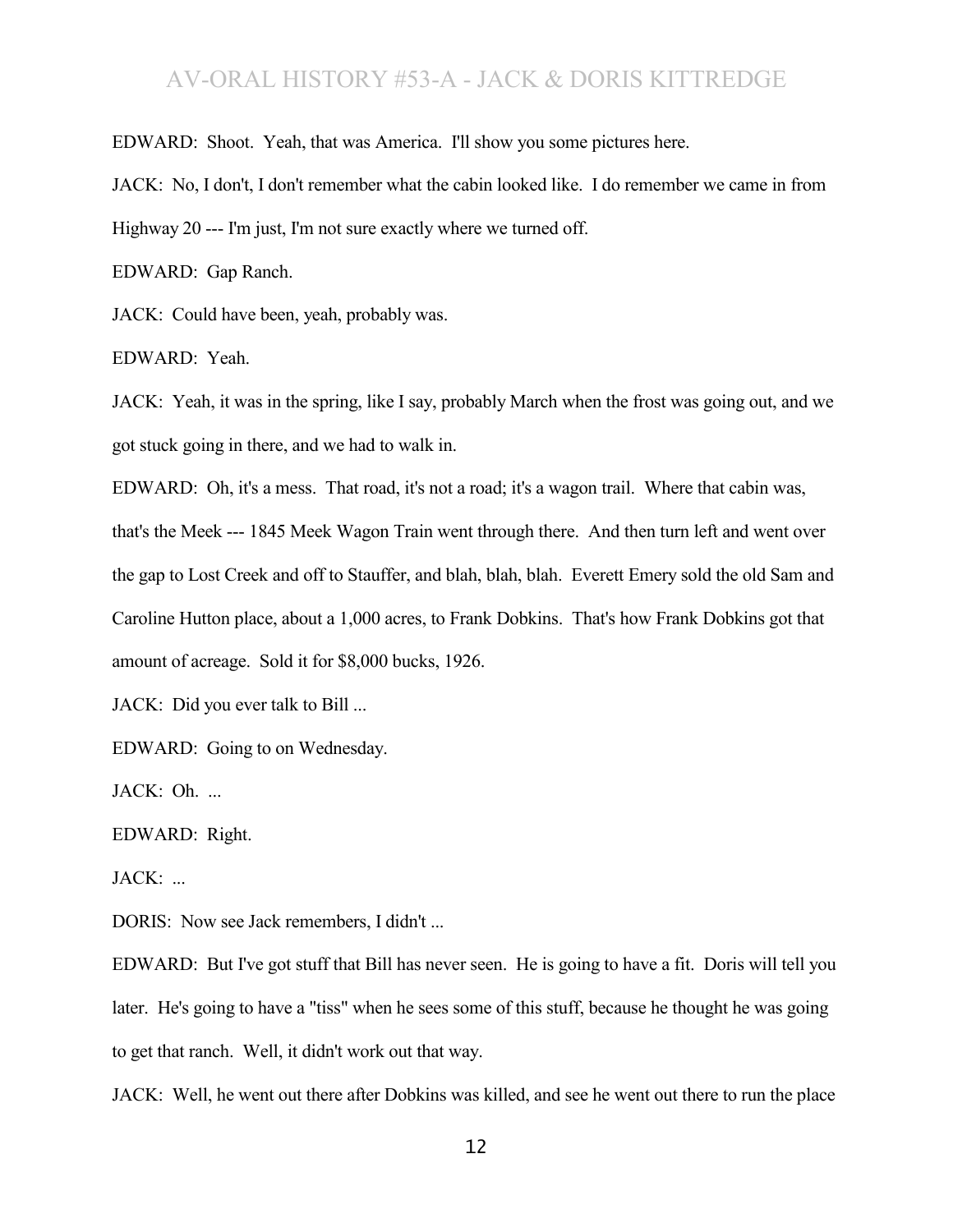EDWARD: Shoot. Yeah, that was America. I'll show you some pictures here.

JACK: No, I don't, I don't remember what the cabin looked like. I do remember we came in from Highway 20 --- I'm just, I'm not sure exactly where we turned off.

EDWARD: Gap Ranch.

JACK: Could have been, yeah, probably was.

EDWARD: Yeah.

JACK: Yeah, it was in the spring, like I say, probably March when the frost was going out, and we got stuck going in there, and we had to walk in.

EDWARD: Oh, it's a mess. That road, it's not a road; it's a wagon trail. Where that cabin was, that's the Meek --- 1845 Meek Wagon Train went through there. And then turn left and went over the gap to Lost Creek and off to Stauffer, and blah, blah, blah. Everett Emery sold the old Sam and Caroline Hutton place, about a 1,000 acres, to Frank Dobkins. That's how Frank Dobkins got that amount of acreage. Sold it for $8,000 bucks, 1926.

JACK: Did you ever talk to Bill ...

EDWARD: Going to on Wednesday.

JACK: Oh. ...

EDWARD: Right.

JACK: ...

DORIS: Now see Jack remembers, I didn't ...

EDWARD: But I've got stuff that Bill has never seen. He is going to have a fit. Doris will tell you later. He's going to have a "tiss" when he sees some of this stuff, because he thought he was going to get that ranch. Well, it didn't work out that way.

JACK: Well, he went out there after Dobkins was killed, and see he went out there to run the place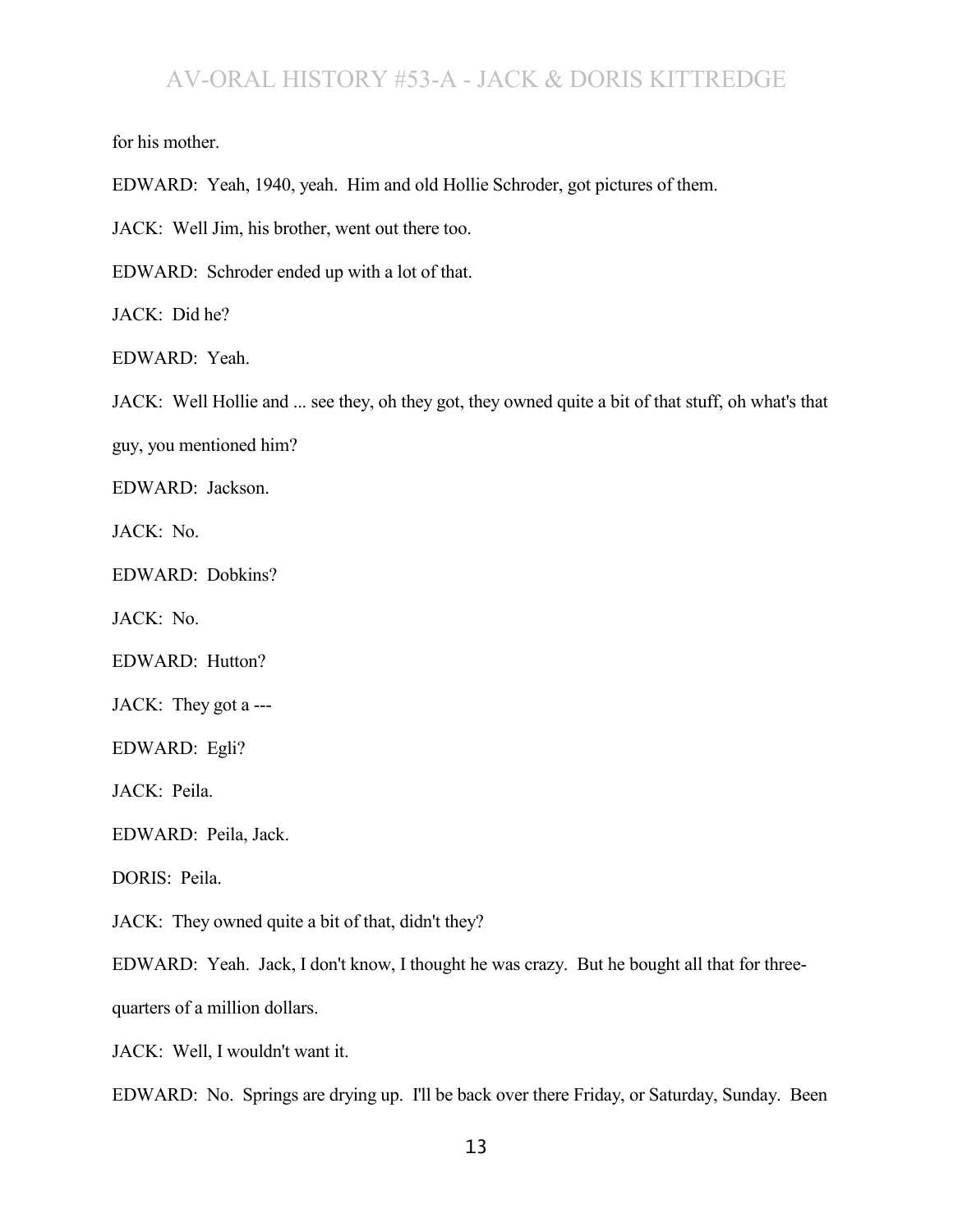for his mother.

EDWARD: Yeah, 1940, yeah. Him and old Hollie Schroder, got pictures of them.

JACK: Well Jim, his brother, went out there too.

EDWARD: Schroder ended up with a lot of that.

JACK: Did he?

EDWARD: Yeah.

JACK: Well Hollie and ... see they, oh they got, they owned quite a bit of that stuff, oh what's that guy, you mentioned him?

EDWARD: Jackson.

JACK: No.

EDWARD: Dobkins?

JACK: No.

EDWARD: Hutton?

JACK: They got a ---

EDWARD: Egli?

JACK: Peila.

EDWARD: Peila, Jack.

DORIS: Peila.

JACK: They owned quite a bit of that, didn't they?

EDWARD: Yeah. Jack, I don't know, I thought he was crazy. But he bought all that for three-quarters of a million dollars.

JACK: Well, I wouldn't want it.

EDWARD: No. Springs are drying up. I'll be back over there Friday, or Saturday, Sunday. Been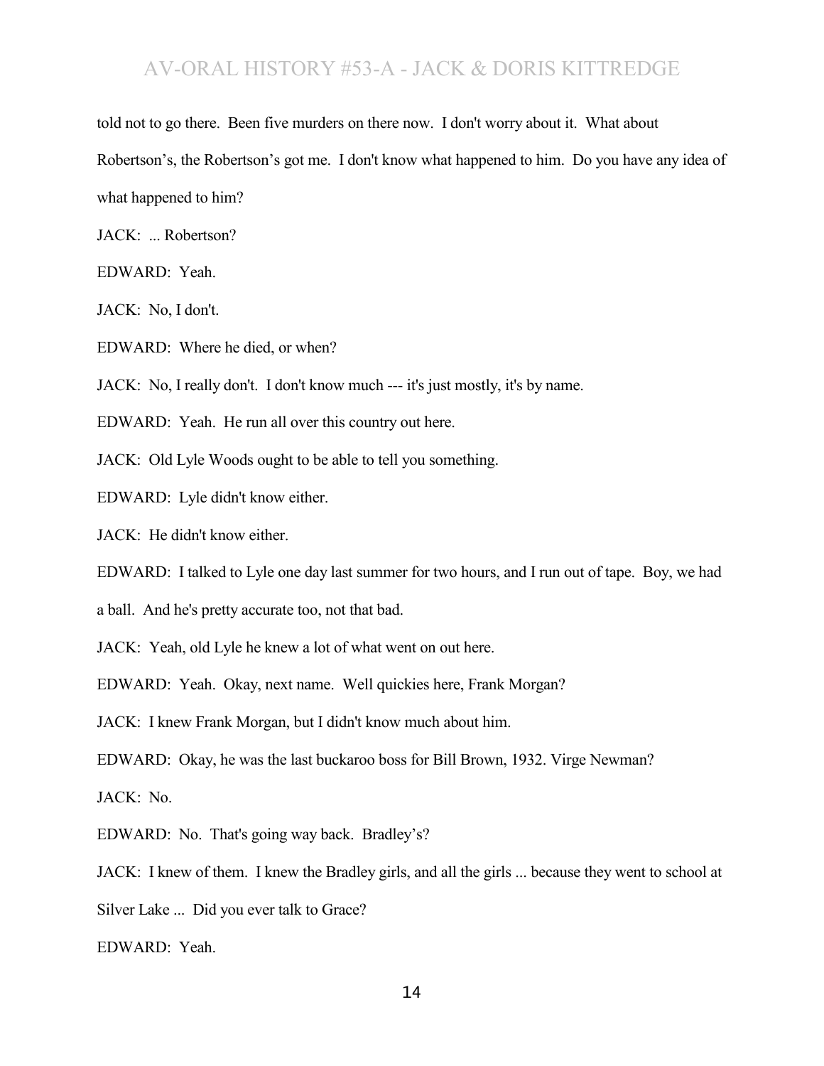told not to go there. Been five murders on there now. I don't worry about it. What about Robertson's, the Robertson's got me. I don't know what happened to him. Do you have any idea of what happened to him?

JACK: ... Robertson?

EDWARD: Yeah.

JACK: No, I don't.

EDWARD: Where he died, or when?

JACK: No, I really don't. I don't know much --- it's just mostly, it's by name.

EDWARD: Yeah. He run all over this country out here.

JACK: Old Lyle Woods ought to be able to tell you something.

EDWARD: Lyle didn't know either.

JACK: He didn't know either.

EDWARD: I talked to Lyle one day last summer for two hours, and I run out of tape. Boy, we had a ball. And he's pretty accurate too, not that bad.

JACK: Yeah, old Lyle he knew a lot of what went on out here.

EDWARD: Yeah. Okay, next name. Well quickies here, Frank Morgan?

JACK: I knew Frank Morgan, but I didn't know much about him.

EDWARD: Okay, he was the last buckaroo boss for Bill Brown, 1932. Virge Newman?

JACK: No.

EDWARD: No. That's going way back. Bradley's?

JACK: I knew of them. I knew the Bradley girls, and all the girls ... because they went to school at Silver Lake ... Did you ever talk to Grace?

EDWARD: Yeah.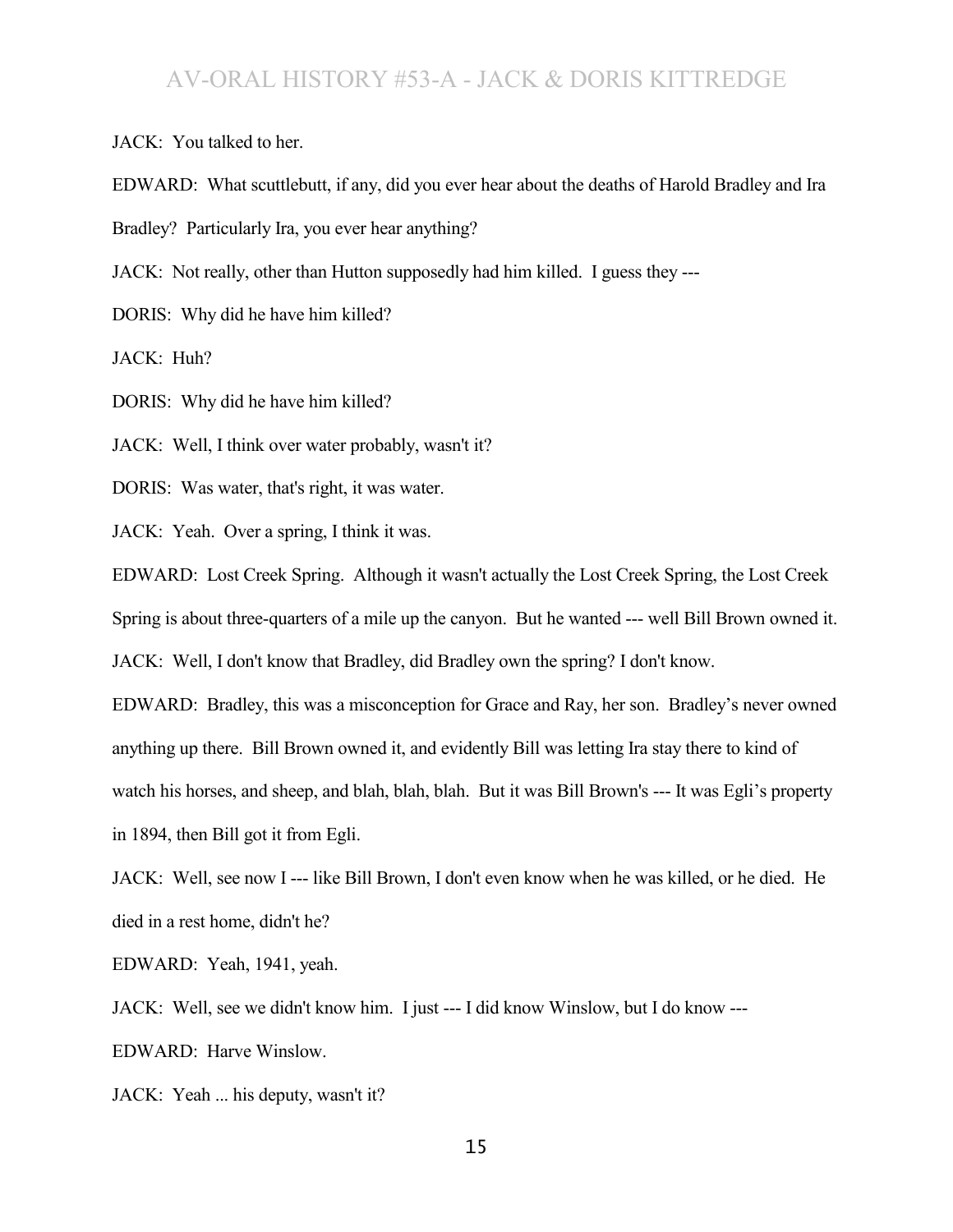JACK: You talked to her.

EDWARD: What scuttlebutt, if any, did you ever hear about the deaths of Harold Bradley and Ira Bradley? Particularly Ira, you ever hear anything?

JACK: Not really, other than Hutton supposedly had him killed. I guess they ---

DORIS: Why did he have him killed?

JACK: Huh?

DORIS: Why did he have him killed?

JACK: Well, I think over water probably, wasn't it?

DORIS: Was water, that's right, it was water.

JACK: Yeah. Over a spring, I think it was.

EDWARD: Lost Creek Spring. Although it wasn't actually the Lost Creek Spring, the Lost Creek Spring is about three-quarters of a mile up the canyon. But he wanted --- well Bill Brown owned it.

JACK: Well, I don't know that Bradley, did Bradley own the spring? I don't know.

EDWARD: Bradley, this was a misconception for Grace and Ray, her son. Bradley's never owned anything up there. Bill Brown owned it, and evidently Bill was letting Ira stay there to kind of watch his horses, and sheep, and blah, blah, blah. But it was Bill Brown's --- It was Egli's property in 1894, then Bill got it from Egli.

JACK: Well, see now I --- like Bill Brown, I don't even know when he was killed, or he died. He died in a rest home, didn't he?

EDWARD: Yeah, 1941, yeah.

JACK: Well, see we didn't know him. I just --- I did know Winslow, but I do know ---

EDWARD: Harve Winslow.

JACK: Yeah ... his deputy, wasn't it?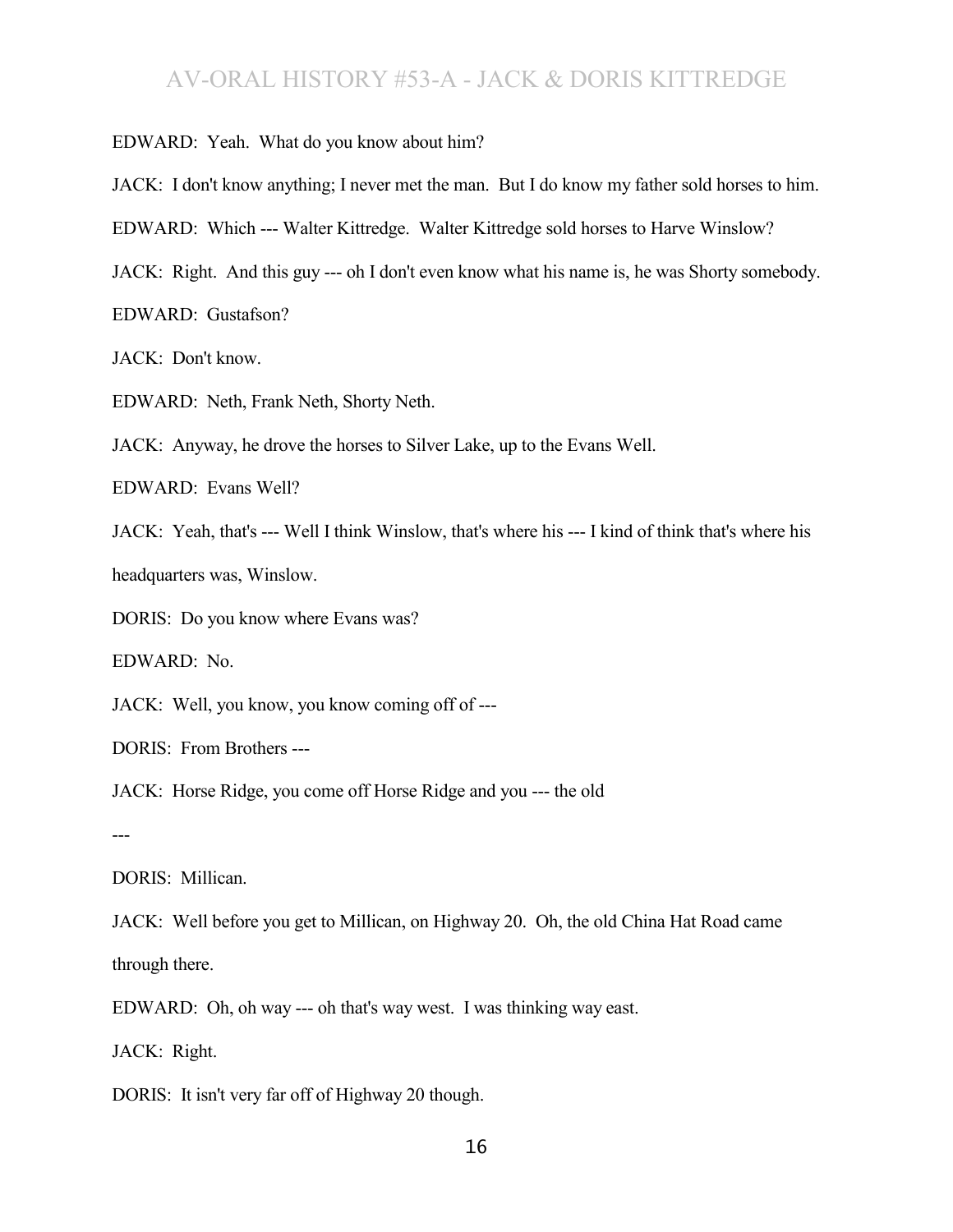EDWARD: Yeah. What do you know about him?

JACK: I don't know anything; I never met the man. But I do know my father sold horses to him.

EDWARD: Which --- Walter Kittredge. Walter Kittredge sold horses to Harve Winslow?

JACK: Right. And this guy --- oh I don't even know what his name is, he was Shorty somebody.

EDWARD: Gustafson?

JACK: Don't know.

EDWARD: Neth, Frank Neth, Shorty Neth.

JACK: Anyway, he drove the horses to Silver Lake, up to the Evans Well.

EDWARD: Evans Well?

JACK: Yeah, that's --- Well I think Winslow, that's where his --- I kind of think that's where his headquarters was, Winslow.

DORIS: Do you know where Evans was?

EDWARD: No.

JACK: Well, you know, you know coming off of ---

DORIS: From Brothers ---

JACK: Horse Ridge, you come off Horse Ridge and you --- the old ---

DORIS: Millican.

JACK: Well before you get to Millican, on Highway 20. Oh, the old China Hat Road came through there.

EDWARD: Oh, oh way --- oh that's way west. I was thinking way east.

JACK: Right.

DORIS: It isn't very far off of Highway 20 though.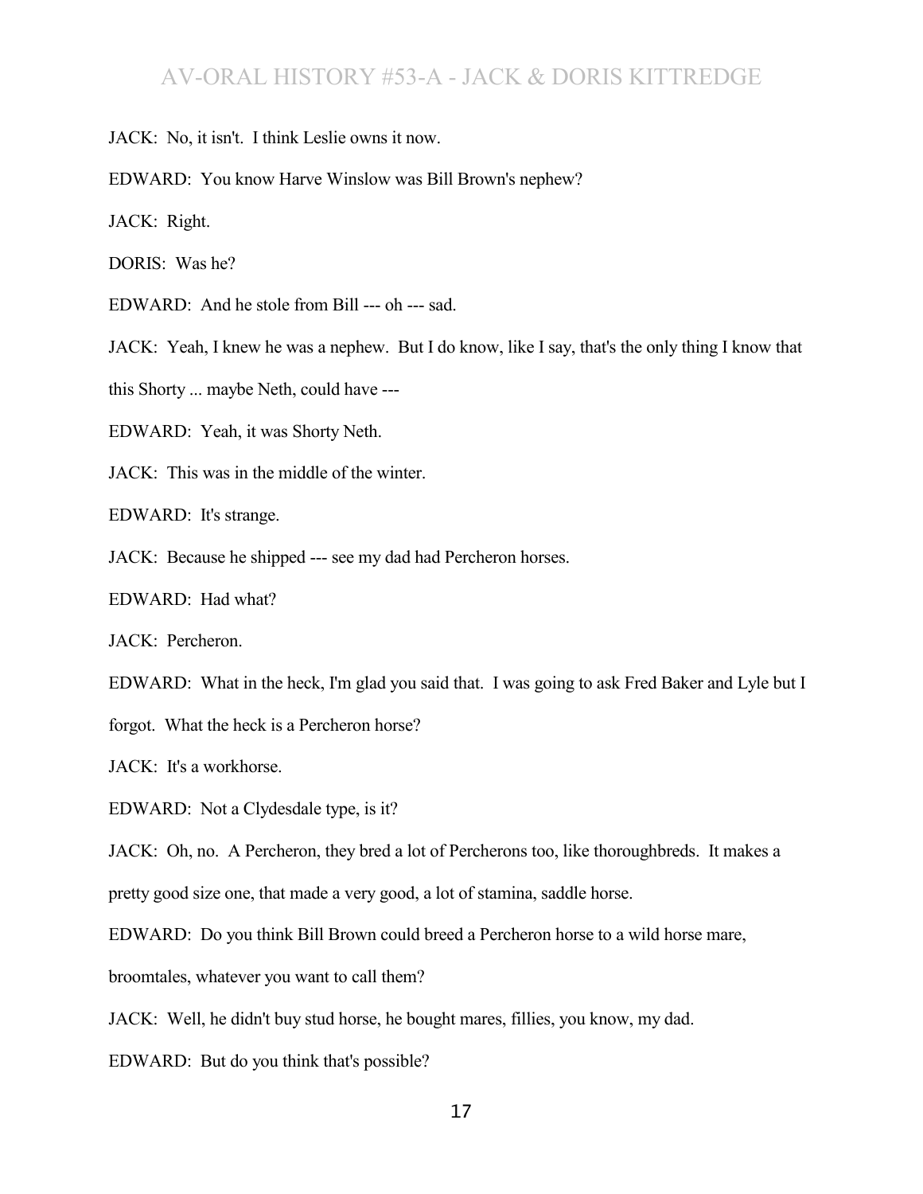JACK: No, it isn't. I think Leslie owns it now.

EDWARD: You know Harve Winslow was Bill Brown's nephew?

JACK: Right.

DORIS: Was he?

EDWARD: And he stole from Bill --- oh --- sad.

JACK: Yeah, I knew he was a nephew. But I do know, like I say, that's the only thing I know that this Shorty ... maybe Neth, could have ---

EDWARD: Yeah, it was Shorty Neth.

JACK: This was in the middle of the winter.

EDWARD: It's strange.

JACK: Because he shipped --- see my dad had Percheron horses.

EDWARD: Had what?

JACK: Percheron.

EDWARD: What in the heck, I'm glad you said that. I was going to ask Fred Baker and Lyle but I forgot. What the heck is a Percheron horse?

JACK: It's a workhorse.

EDWARD: Not a Clydesdale type, is it?

JACK: Oh, no. A Percheron, they bred a lot of Percherons too, like thoroughbreds. It makes a pretty good size one, that made a very good, a lot of stamina, saddle horse.

EDWARD: Do you think Bill Brown could breed a Percheron horse to a wild horse mare, broomtales, whatever you want to call them?

JACK: Well, he didn't buy stud horse, he bought mares, fillies, you know, my dad.

EDWARD: But do you think that's possible?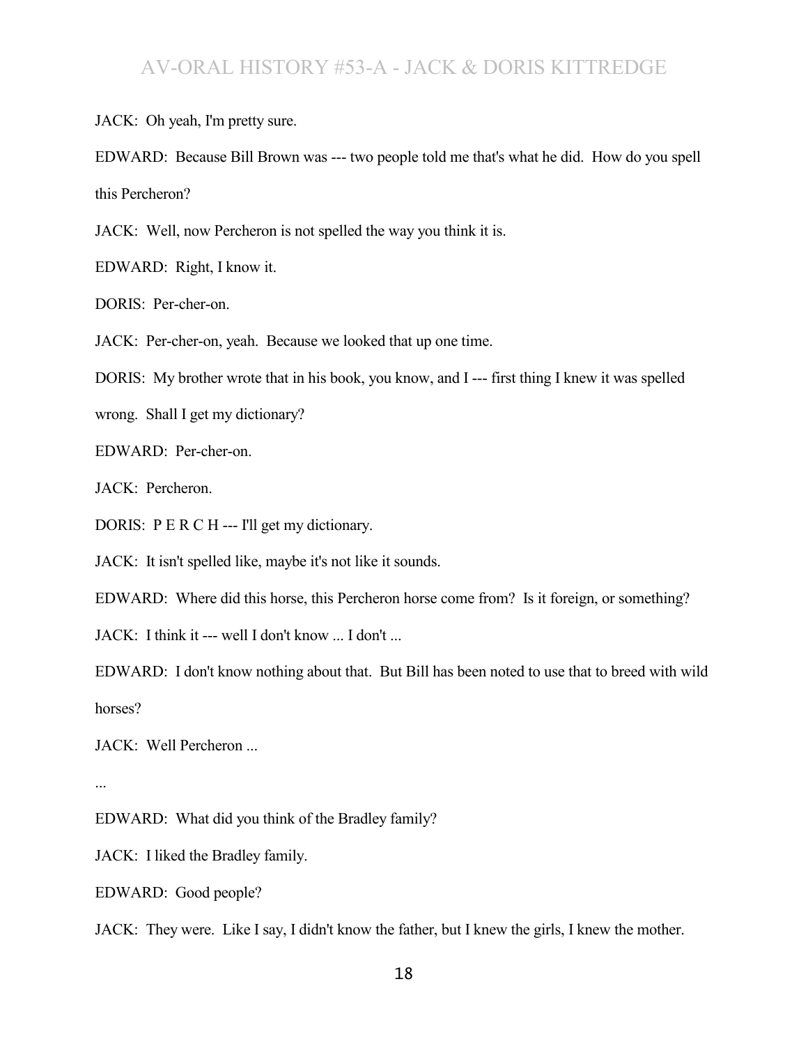JACK: Oh yeah, I'm pretty sure.

EDWARD: Because Bill Brown was --- two people told me that's what he did. How do you spell this Percheron?

JACK: Well, now Percheron is not spelled the way you think it is.

EDWARD: Right, I know it.

DORIS: Per-cher-on.

JACK: Per-cher-on, yeah. Because we looked that up one time.

DORIS: My brother wrote that in his book, you know, and I --- first thing I knew it was spelled wrong. Shall I get my dictionary?

EDWARD: Per-cher-on.

JACK: Percheron.

DORIS: P E R C H --- I'll get my dictionary.

JACK: It isn't spelled like, maybe it's not like it sounds.

EDWARD: Where did this horse, this Percheron horse come from? Is it foreign, or something?

JACK: I think it --- well I don't know ... I don't ...

EDWARD: I don't know nothing about that. But Bill has been noted to use that to breed with wild horses?

JACK: Well Percheron ...

...

EDWARD: What did you think of the Bradley family?

JACK: I liked the Bradley family.

EDWARD: Good people?

JACK: They were. Like I say, I didn't know the father, but I knew the girls, I knew the mother.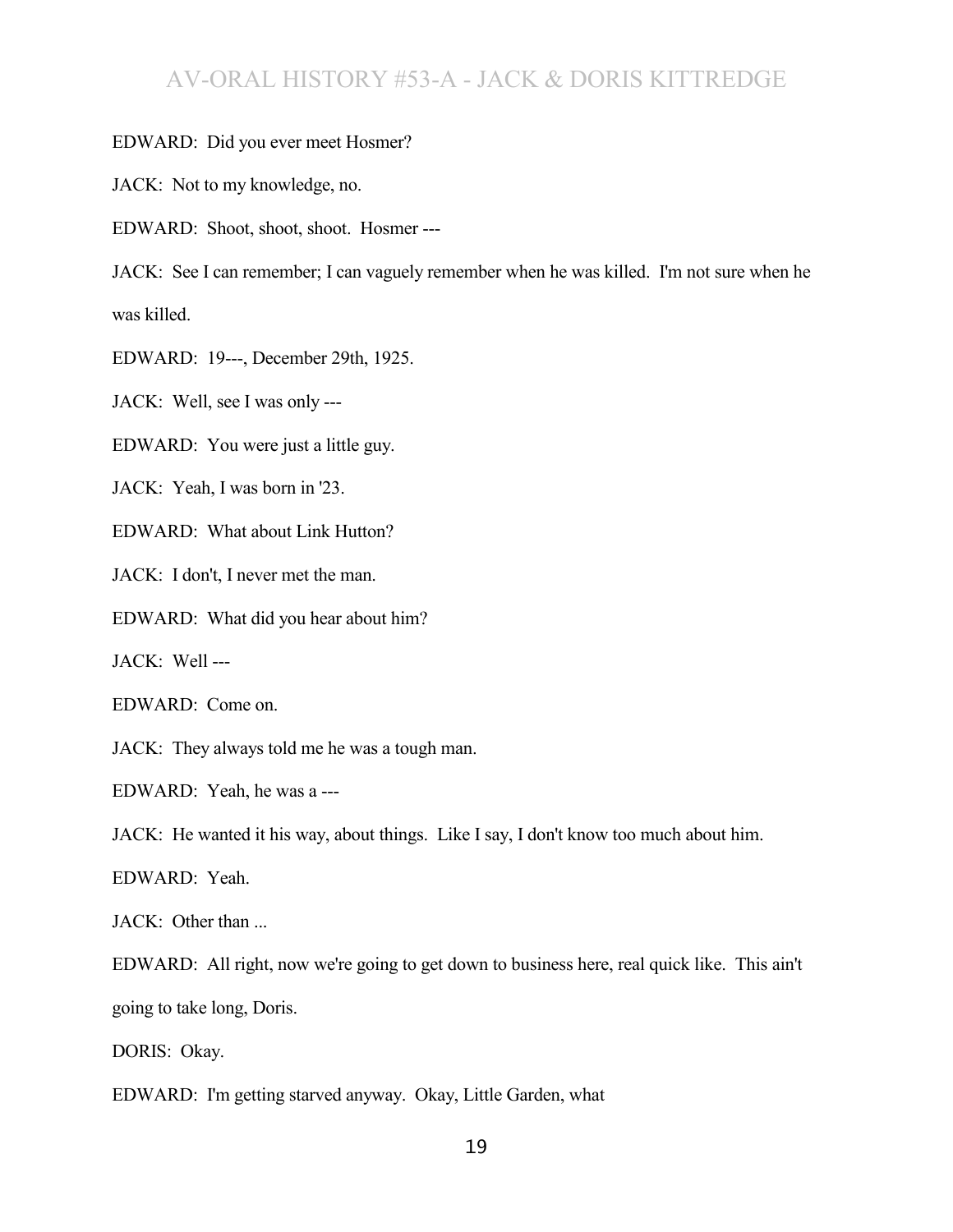EDWARD: Did you ever meet Hosmer?

JACK: Not to my knowledge, no.

EDWARD: Shoot, shoot, shoot. Hosmer ---

JACK: See I can remember; I can vaguely remember when he was killed. I'm not sure when he was killed.

EDWARD: 19---, December 29th, 1925.

JACK: Well, see I was only ---

EDWARD: You were just a little guy.

JACK: Yeah, I was born in '23.

EDWARD: What about Link Hutton?

JACK: I don't, I never met the man.

EDWARD: What did you hear about him?

JACK: Well ---

EDWARD: Come on.

JACK: They always told me he was a tough man.

EDWARD: Yeah, he was a ---

JACK: He wanted it his way, about things. Like I say, I don't know too much about him.

EDWARD: Yeah.

JACK: Other than ...

EDWARD: All right, now we're going to get down to business here, real quick like. This ain't going to take long, Doris.

DORIS: Okay.

EDWARD: I'm getting starved anyway. Okay, Little Garden, what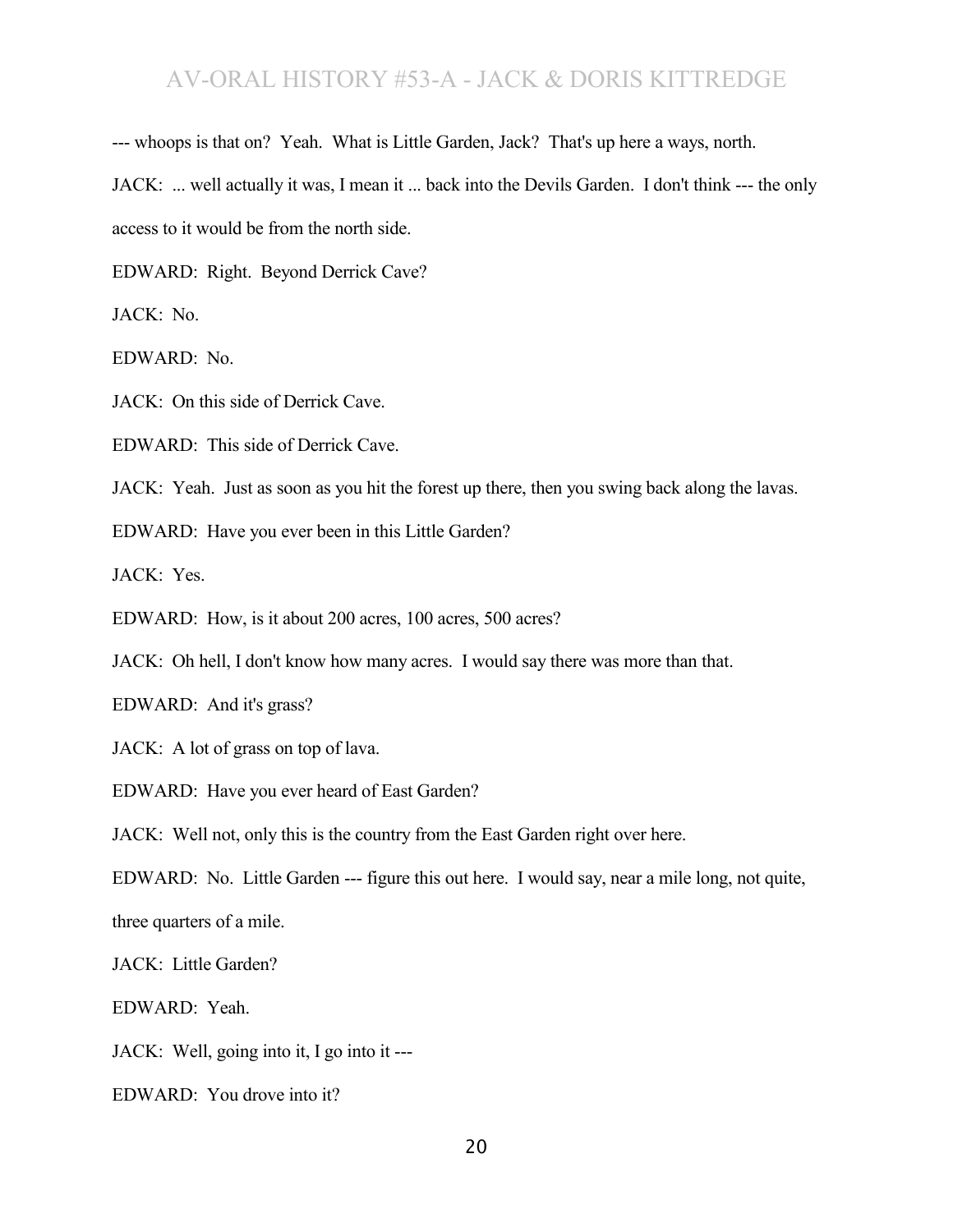--- whoops is that on? Yeah. What is Little Garden, Jack? That's up here a ways, north.

JACK: ... well actually it was, I mean it ... back into the Devils Garden. I don't think --- the only access to it would be from the north side.

EDWARD: Right. Beyond Derrick Cave?

JACK: No.

EDWARD: No.

JACK: On this side of Derrick Cave.

EDWARD: This side of Derrick Cave.

JACK: Yeah. Just as soon as you hit the forest up there, then you swing back along the lavas.

EDWARD: Have you ever been in this Little Garden?

JACK: Yes.

EDWARD: How, is it about 200 acres, 100 acres, 500 acres?

JACK: Oh hell, I don't know how many acres. I would say there was more than that.

EDWARD: And it's grass?

JACK: A lot of grass on top of lava.

EDWARD: Have you ever heard of East Garden?

JACK: Well not, only this is the country from the East Garden right over here.

EDWARD: No. Little Garden --- figure this out here. I would say, near a mile long, not quite, three quarters of a mile.

JACK: Little Garden?

EDWARD: Yeah.

JACK: Well, going into it, I go into it ---

EDWARD: You drove into it?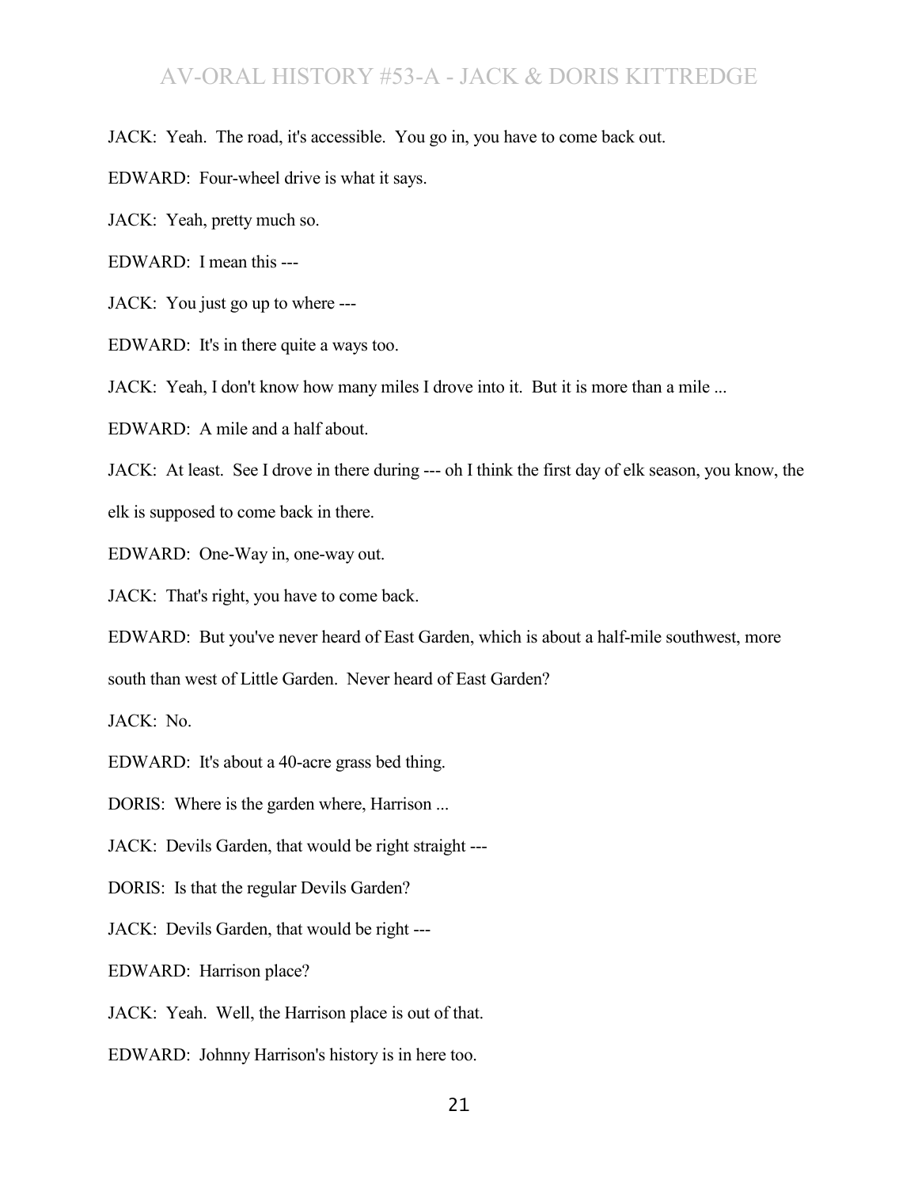JACK: Yeah. The road, it's accessible. You go in, you have to come back out.

EDWARD: Four-wheel drive is what it says.

JACK: Yeah, pretty much so.

EDWARD: I mean this ---

JACK: You just go up to where ---

EDWARD: It's in there quite a ways too.

JACK: Yeah, I don't know how many miles I drove into it. But it is more than a mile ...

EDWARD: A mile and a half about.

JACK: At least. See I drove in there during --- oh I think the first day of elk season, you know, the elk is supposed to come back in there.

EDWARD: One-Way in, one-way out.

JACK: That's right, you have to come back.

EDWARD: But you've never heard of East Garden, which is about a half-mile southwest, more south than west of Little Garden. Never heard of East Garden?

JACK: No.

EDWARD: It's about a 40-acre grass bed thing.

DORIS: Where is the garden where, Harrison ...

JACK: Devils Garden, that would be right straight ---

DORIS: Is that the regular Devils Garden?

JACK: Devils Garden, that would be right ---

EDWARD: Harrison place?

JACK: Yeah. Well, the Harrison place is out of that.

EDWARD: Johnny Harrison's history is in here too.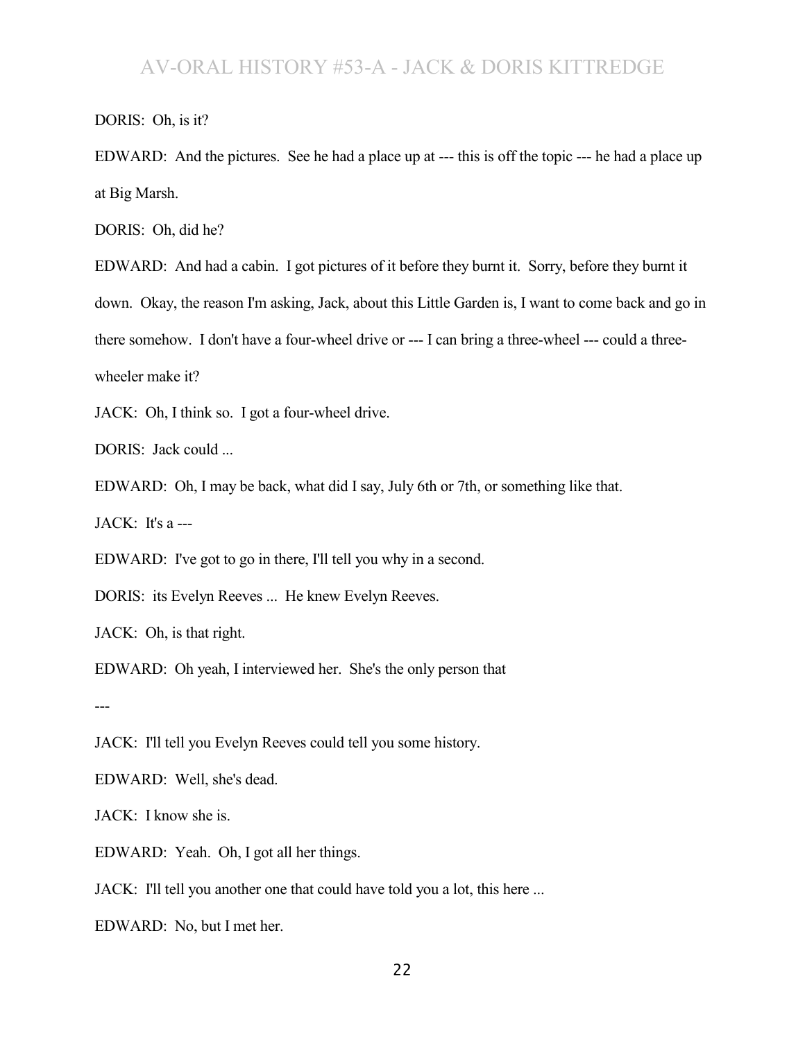DORIS: Oh, is it?

EDWARD: And the pictures. See he had a place up at --- this is off the topic --- he had a place up at Big Marsh.

DORIS: Oh, did he?

EDWARD: And had a cabin. I got pictures of it before they burnt it. Sorry, before they burnt it down. Okay, the reason I'm asking, Jack, about this Little Garden is, I want to come back and go in there somehow. I don't have a four-wheel drive or --- I can bring a three-wheel --- could a three-wheeler make it?

JACK: Oh, I think so. I got a four-wheel drive.

DORIS: Jack could ...

EDWARD: Oh, I may be back, what did I say, July 6th or 7th, or something like that.

JACK: It's a ---

EDWARD: I've got to go in there, I'll tell you why in a second.

DORIS: its Evelyn Reeves ... He knew Evelyn Reeves.

JACK: Oh, is that right.

EDWARD: Oh yeah, I interviewed her. She's the only person that

---

JACK: I'll tell you Evelyn Reeves could tell you some history.

EDWARD: Well, she's dead.

JACK: I know she is.

EDWARD: Yeah. Oh, I got all her things.

JACK: I'll tell you another one that could have told you a lot, this here ...

EDWARD: No, but I met her.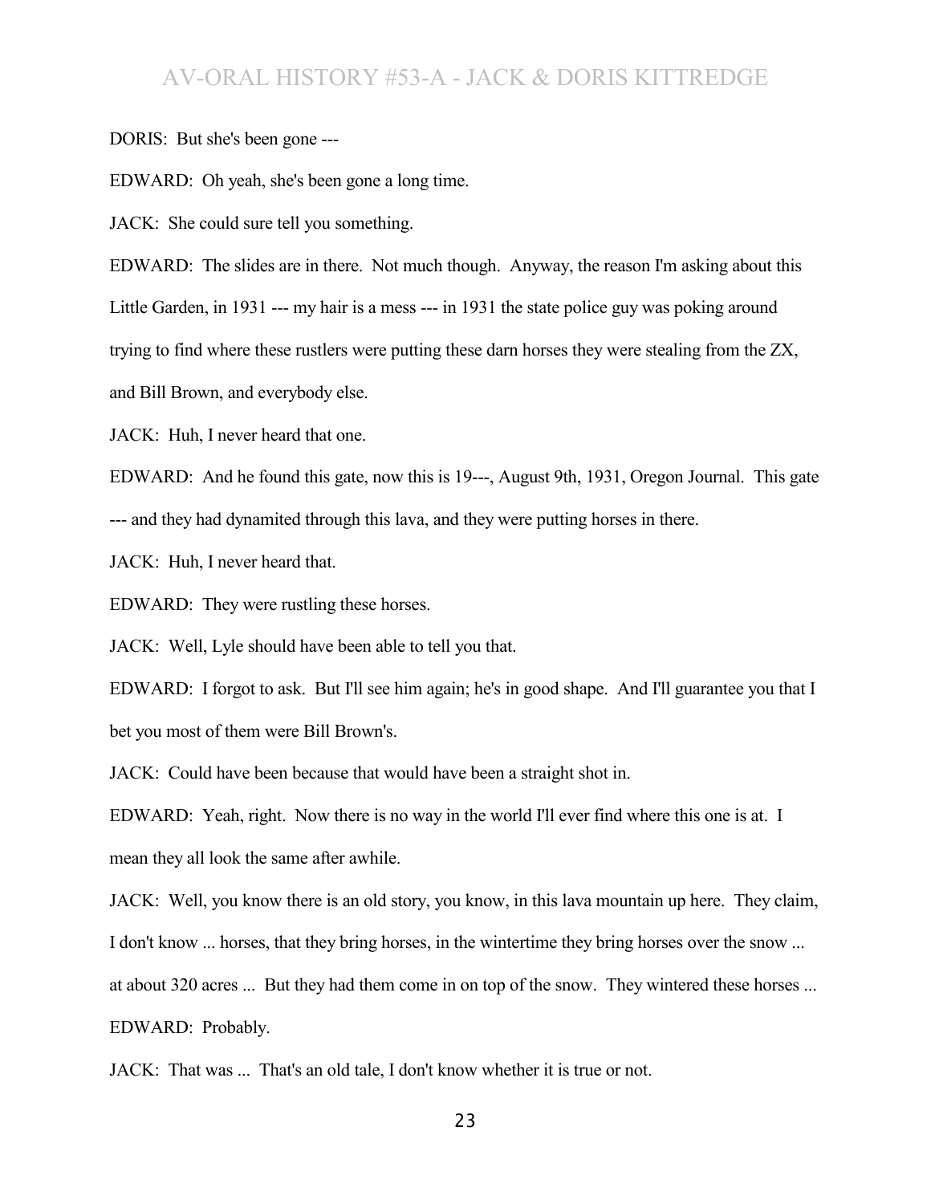DORIS: But she's been gone ---

EDWARD: Oh yeah, she's been gone a long time.

JACK: She could sure tell you something.

EDWARD: The slides are in there. Not much though. Anyway, the reason I'm asking about this Little Garden, in 1931 --- my hair is a mess --- in 1931 the state police guy was poking around trying to find where these rustlers were putting these darn horses they were stealing from the ZX, and Bill Brown, and everybody else.

JACK: Huh, I never heard that one.

EDWARD: And he found this gate, now this is 19---, August 9th, 1931, Oregon Journal. This gate --- and they had dynamited through this lava, and they were putting horses in there.

JACK: Huh, I never heard that.

EDWARD: They were rustling these horses.

JACK: Well, Lyle should have been able to tell you that.

EDWARD: I forgot to ask. But I'll see him again; he's in good shape. And I'll guarantee you that I bet you most of them were Bill Brown's.

JACK: Could have been because that would have been a straight shot in.

EDWARD: Yeah, right. Now there is no way in the world I'll ever find where this one is at. I mean they all look the same after awhile.

JACK: Well, you know there is an old story, you know, in this lava mountain up here. They claim, I don't know ... horses, that they bring horses, in the wintertime they bring horses over the snow ... at about 320 acres ... But they had them come in on top of the snow. They wintered these horses ...

EDWARD: Probably.

JACK: That was ... That's an old tale, I don't know whether it is true or not.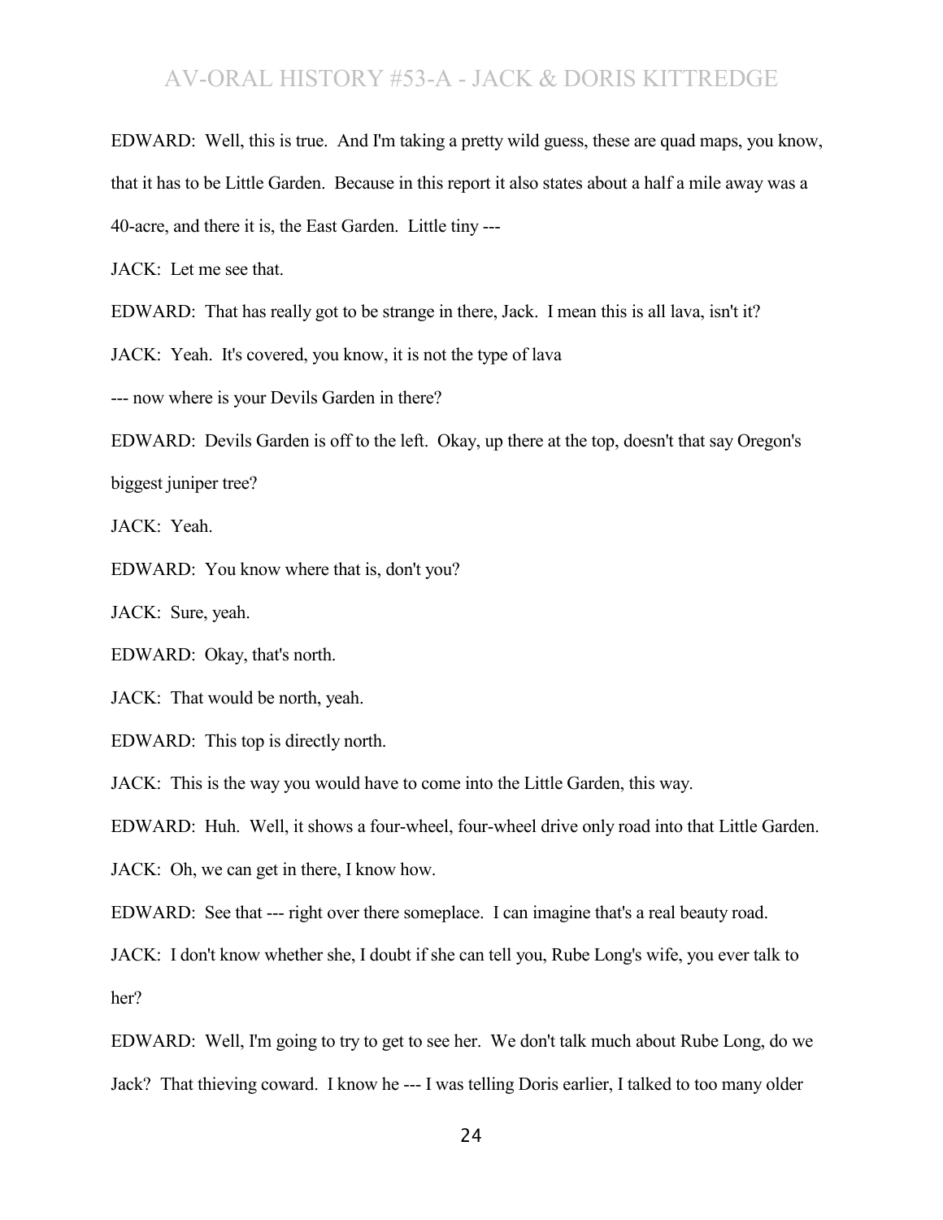EDWARD: Well, this is true. And I'm taking a pretty wild guess, these are quad maps, you know, that it has to be Little Garden. Because in this report it also states about a half a mile away was a 40-acre, and there it is, the East Garden. Little tiny ---

JACK: Let me see that.

EDWARD: That has really got to be strange in there, Jack. I mean this is all lava, isn't it?

JACK: Yeah. It's covered, you know, it is not the type of lava

--- now where is your Devils Garden in there?

EDWARD: Devils Garden is off to the left. Okay, up there at the top, doesn't that say Oregon's biggest juniper tree?

JACK: Yeah.

EDWARD: You know where that is, don't you?

JACK: Sure, yeah.

EDWARD: Okay, that's north.

JACK: That would be north, yeah.

EDWARD: This top is directly north.

JACK: This is the way you would have to come into the Little Garden, this way.

EDWARD: Huh. Well, it shows a four-wheel, four-wheel drive only road into that Little Garden.

JACK: Oh, we can get in there, I know how.

EDWARD: See that --- right over there someplace. I can imagine that's a real beauty road.

JACK: I don't know whether she, I doubt if she can tell you, Rube Long's wife, you ever talk to her?

EDWARD: Well, I'm going to try to get to see her. We don't talk much about Rube Long, do we Jack? That thieving coward. I know he --- I was telling Doris earlier, I talked to too many older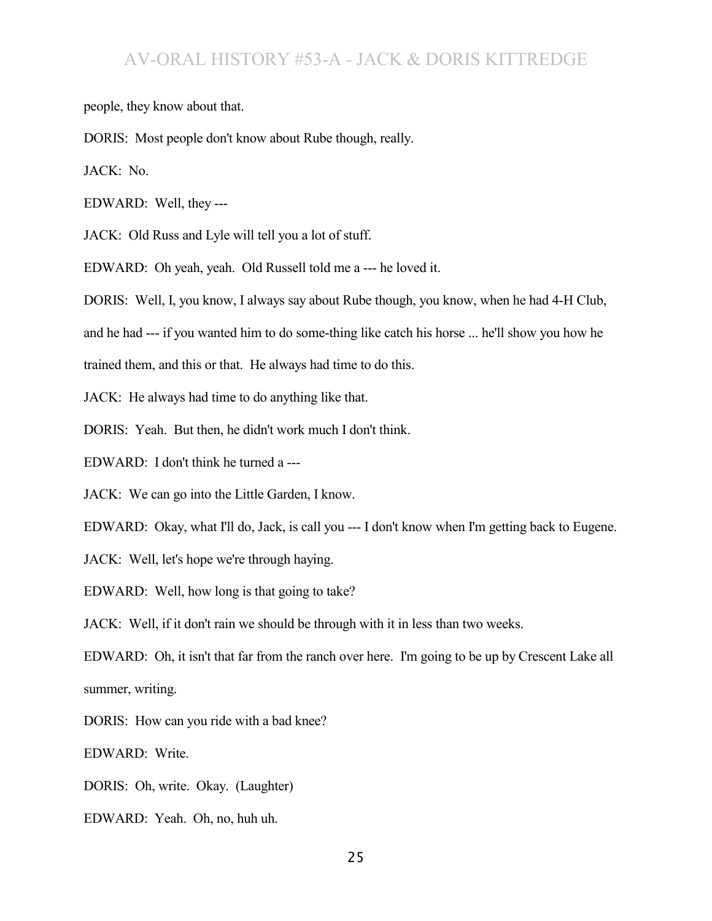people, they know about that.

DORIS: Most people don't know about Rube though, really.

JACK: No.

EDWARD: Well, they ---

JACK: Old Russ and Lyle will tell you a lot of stuff.

EDWARD: Oh yeah, yeah. Old Russell told me a --- he loved it.

DORIS: Well, I, you know, I always say about Rube though, you know, when he had 4-H Club, and he had --- if you wanted him to do some-thing like catch his horse ... he'll show you how he trained them, and this or that. He always had time to do this.

JACK: He always had time to do anything like that.

DORIS: Yeah. But then, he didn't work much I don't think.

EDWARD: I don't think he turned a ---

JACK: We can go into the Little Garden, I know.

EDWARD: Okay, what I'll do, Jack, is call you --- I don't know when I'm getting back to Eugene.

JACK: Well, let's hope we're through haying.

EDWARD: Well, how long is that going to take?

JACK: Well, if it don't rain we should be through with it in less than two weeks.

EDWARD: Oh, it isn't that far from the ranch over here. I'm going to be up by Crescent Lake all summer, writing.

DORIS: How can you ride with a bad knee?

EDWARD: Write.

DORIS: Oh, write. Okay. (Laughter)

EDWARD: Yeah. Oh, no, huh uh.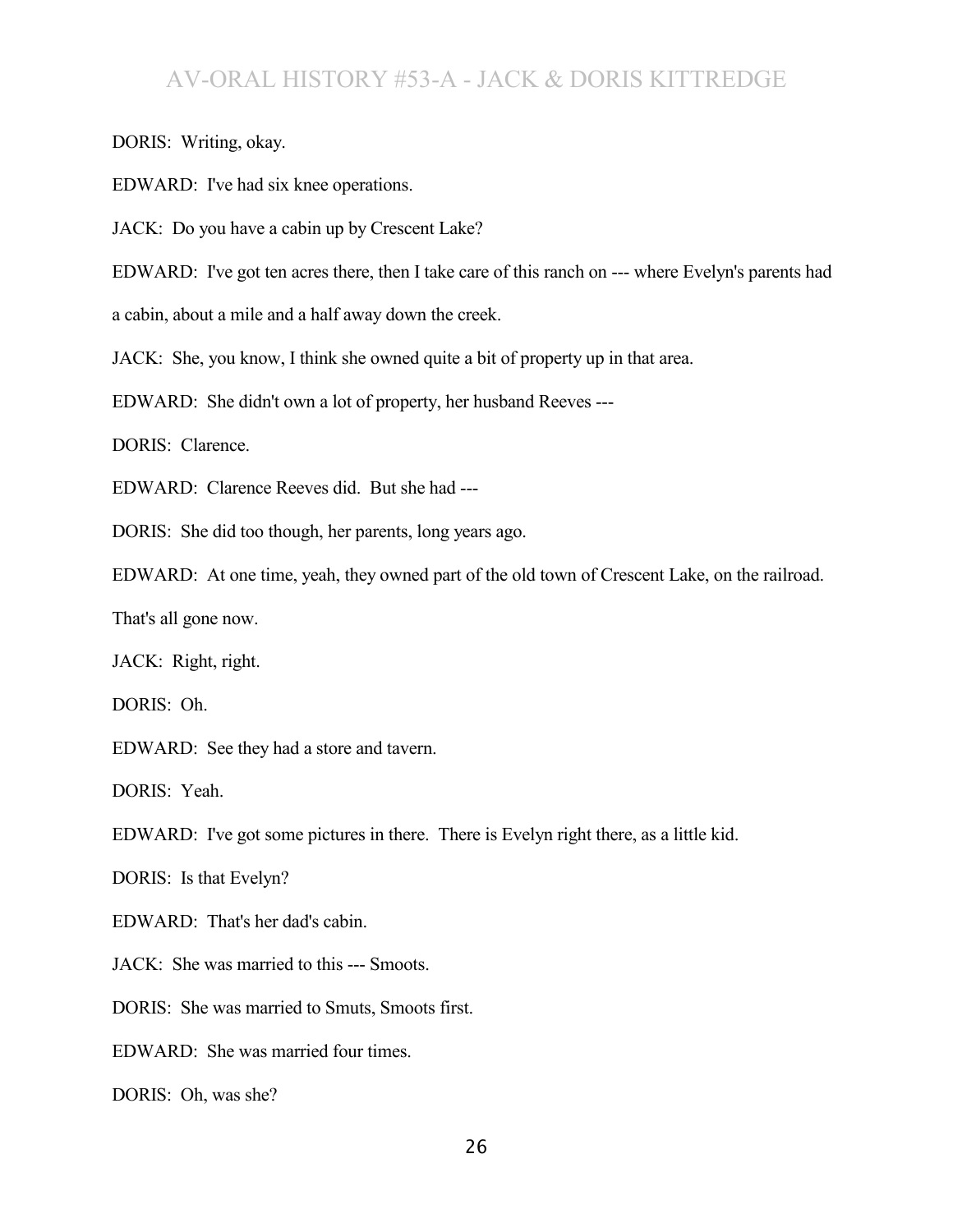DORIS: Writing, okay.

EDWARD: I've had six knee operations.

JACK: Do you have a cabin up by Crescent Lake?

EDWARD: I've got ten acres there, then I take care of this ranch on --- where Evelyn's parents had a cabin, about a mile and a half away down the creek.

JACK: She, you know, I think she owned quite a bit of property up in that area.

EDWARD: She didn't own a lot of property, her husband Reeves ---

DORIS: Clarence.

EDWARD: Clarence Reeves did. But she had ---

DORIS: She did too though, her parents, long years ago.

EDWARD: At one time, yeah, they owned part of the old town of Crescent Lake, on the railroad. That's all gone now.

JACK: Right, right.

DORIS: Oh.

EDWARD: See they had a store and tavern.

DORIS: Yeah.

EDWARD: I've got some pictures in there. There is Evelyn right there, as a little kid.

DORIS: Is that Evelyn?

EDWARD: That's her dad's cabin.

JACK: She was married to this --- Smoots.

DORIS: She was married to Smuts, Smoots first.

EDWARD: She was married four times.

DORIS: Oh, was she?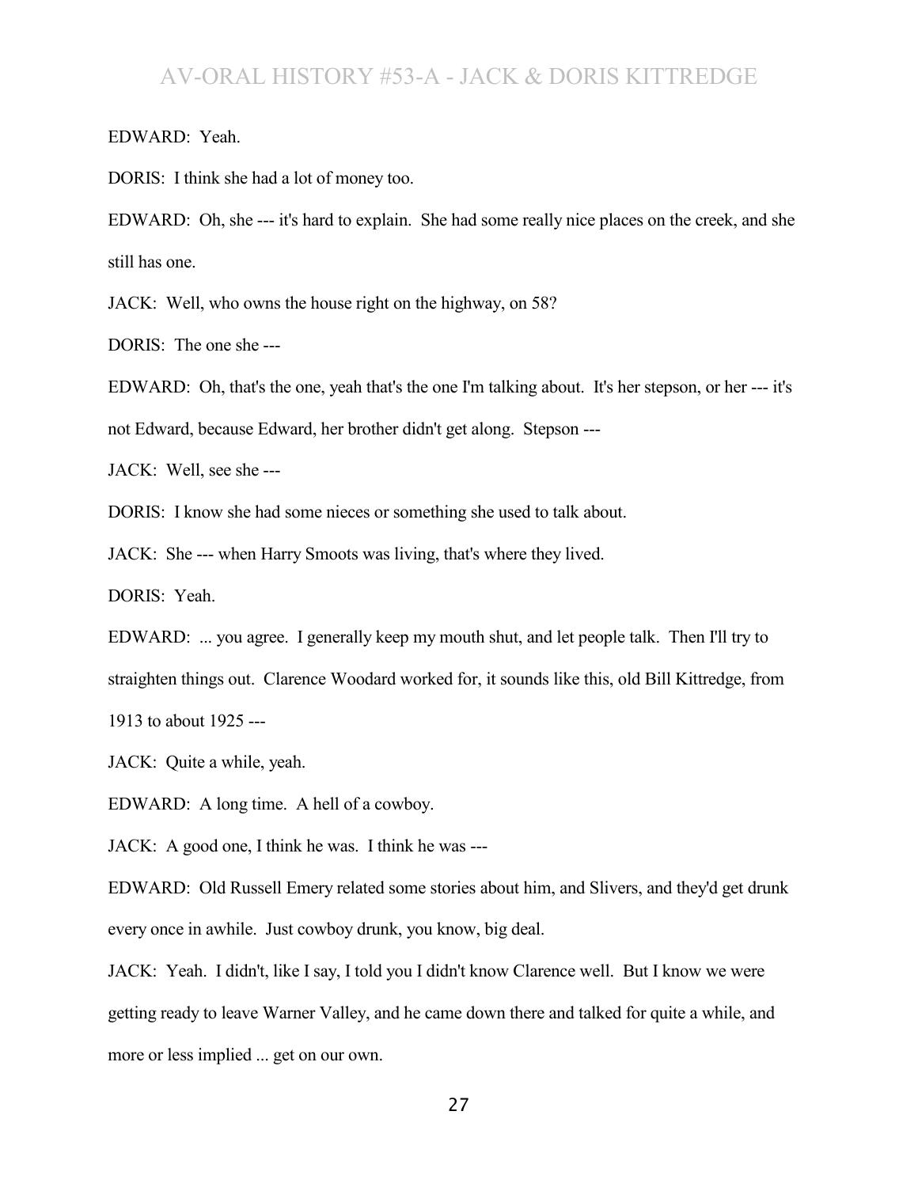EDWARD: Yeah.

DORIS: I think she had a lot of money too.

EDWARD: Oh, she --- it's hard to explain. She had some really nice places on the creek, and she still has one.

JACK: Well, who owns the house right on the highway, on 58?

DORIS: The one she ---

EDWARD: Oh, that's the one, yeah that's the one I'm talking about. It's her stepson, or her --- it's not Edward, because Edward, her brother didn't get along. Stepson ---

JACK: Well, see she ---

DORIS: I know she had some nieces or something she used to talk about.

JACK: She --- when Harry Smoots was living, that's where they lived.

DORIS: Yeah.

EDWARD: ... you agree. I generally keep my mouth shut, and let people talk. Then I'll try to straighten things out. Clarence Woodard worked for, it sounds like this, old Bill Kittredge, from 1913 to about 1925 ---

JACK: Quite a while, yeah.

EDWARD: A long time. A hell of a cowboy.

JACK: A good one, I think he was. I think he was ---

EDWARD: Old Russell Emery related some stories about him, and Slivers, and they'd get drunk every once in awhile. Just cowboy drunk, you know, big deal.

JACK: Yeah. I didn't, like I say, I told you I didn't know Clarence well. But I know we were getting ready to leave Warner Valley, and he came down there and talked for quite a while, and more or less implied ... get on our own.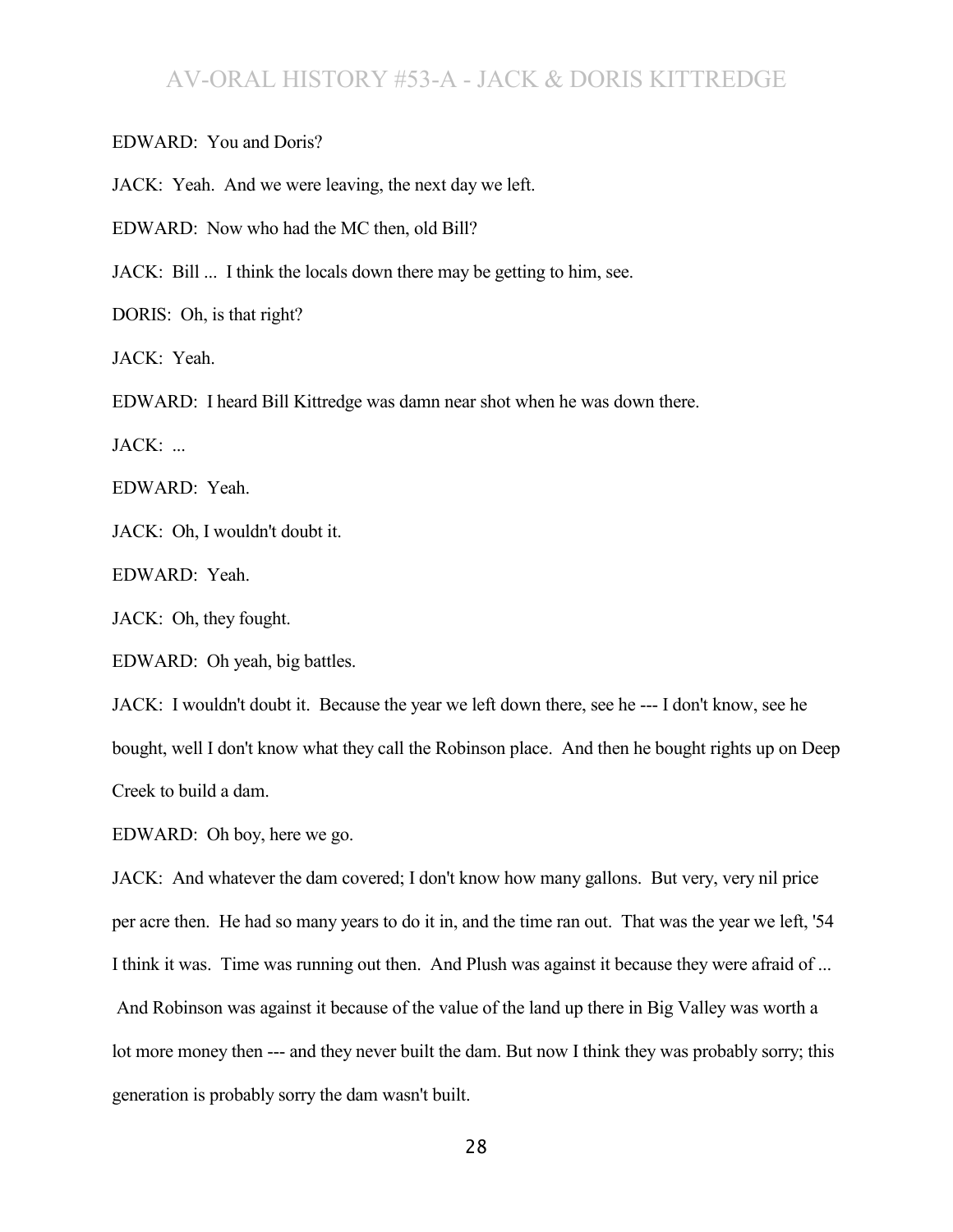EDWARD: You and Doris?

JACK: Yeah. And we were leaving, the next day we left.

EDWARD: Now who had the MC then, old Bill?

JACK: Bill ... I think the locals down there may be getting to him, see.

DORIS: Oh, is that right?

JACK: Yeah.

EDWARD: I heard Bill Kittredge was damn near shot when he was down there.

JACK: ...

EDWARD: Yeah.

JACK: Oh, I wouldn't doubt it.

EDWARD: Yeah.

JACK: Oh, they fought.

EDWARD: Oh yeah, big battles.

JACK: I wouldn't doubt it. Because the year we left down there, see he --- I don't know, see he bought, well I don't know what they call the Robinson place. And then he bought rights up on Deep Creek to build a dam.

EDWARD: Oh boy, here we go.

JACK: And whatever the dam covered; I don't know how many gallons. But very, very nil price per acre then. He had so many years to do it in, and the time ran out. That was the year we left, '54 I think it was. Time was running out then. And Plush was against it because they were afraid of ... And Robinson was against it because of the value of the land up there in Big Valley was worth a lot more money then --- and they never built the dam. But now I think they was probably sorry; this generation is probably sorry the dam wasn't built.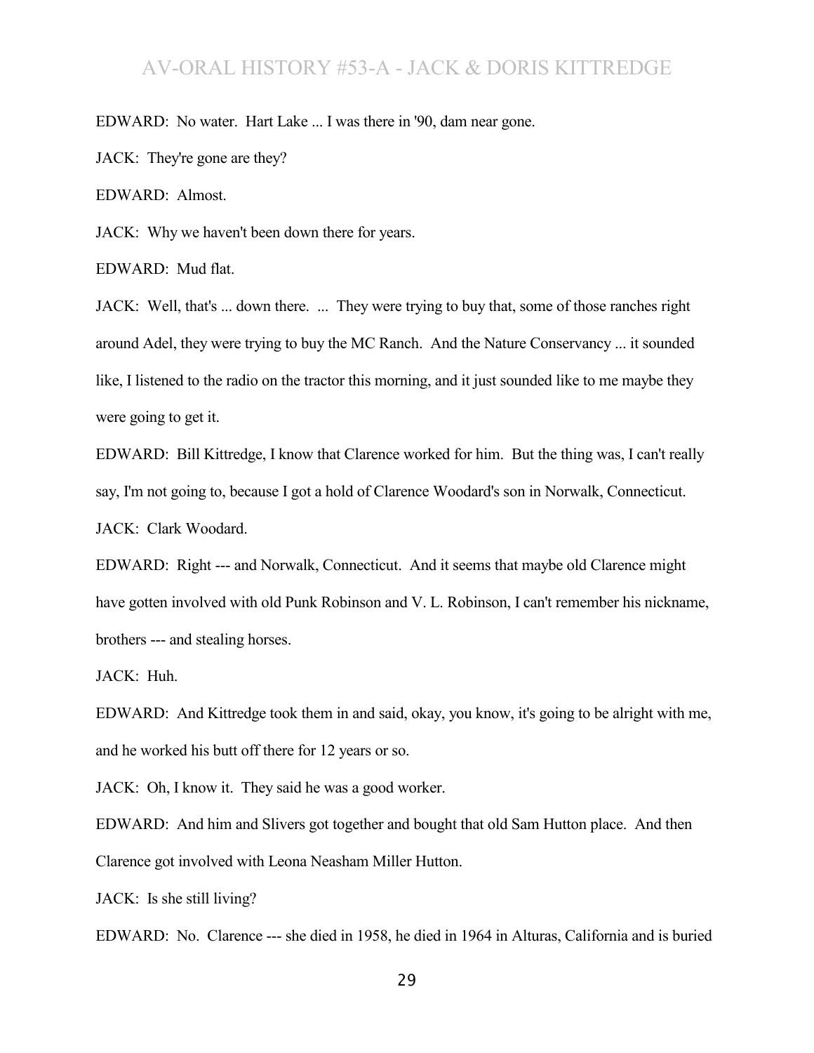EDWARD: No water. Hart Lake ... I was there in '90, dam near gone.

JACK: They're gone are they?

EDWARD: Almost.

JACK: Why we haven't been down there for years.

EDWARD: Mud flat.

JACK: Well, that's ... down there. ... They were trying to buy that, some of those ranches right around Adel, they were trying to buy the MC Ranch. And the Nature Conservancy ... it sounded like, I listened to the radio on the tractor this morning, and it just sounded like to me maybe they were going to get it.

EDWARD: Bill Kittredge, I know that Clarence worked for him. But the thing was, I can't really say, I'm not going to, because I got a hold of Clarence Woodard's son in Norwalk, Connecticut.

JACK: Clark Woodard.

EDWARD: Right --- and Norwalk, Connecticut. And it seems that maybe old Clarence might have gotten involved with old Punk Robinson and V. L. Robinson, I can't remember his nickname, brothers --- and stealing horses.

JACK: Huh.

EDWARD: And Kittredge took them in and said, okay, you know, it's going to be alright with me, and he worked his butt off there for 12 years or so.

JACK: Oh, I know it. They said he was a good worker.

EDWARD: And him and Slivers got together and bought that old Sam Hutton place. And then Clarence got involved with Leona Neasham Miller Hutton.

JACK: Is she still living?

EDWARD: No. Clarence --- she died in 1958, he died in 1964 in Alturas, California and is buried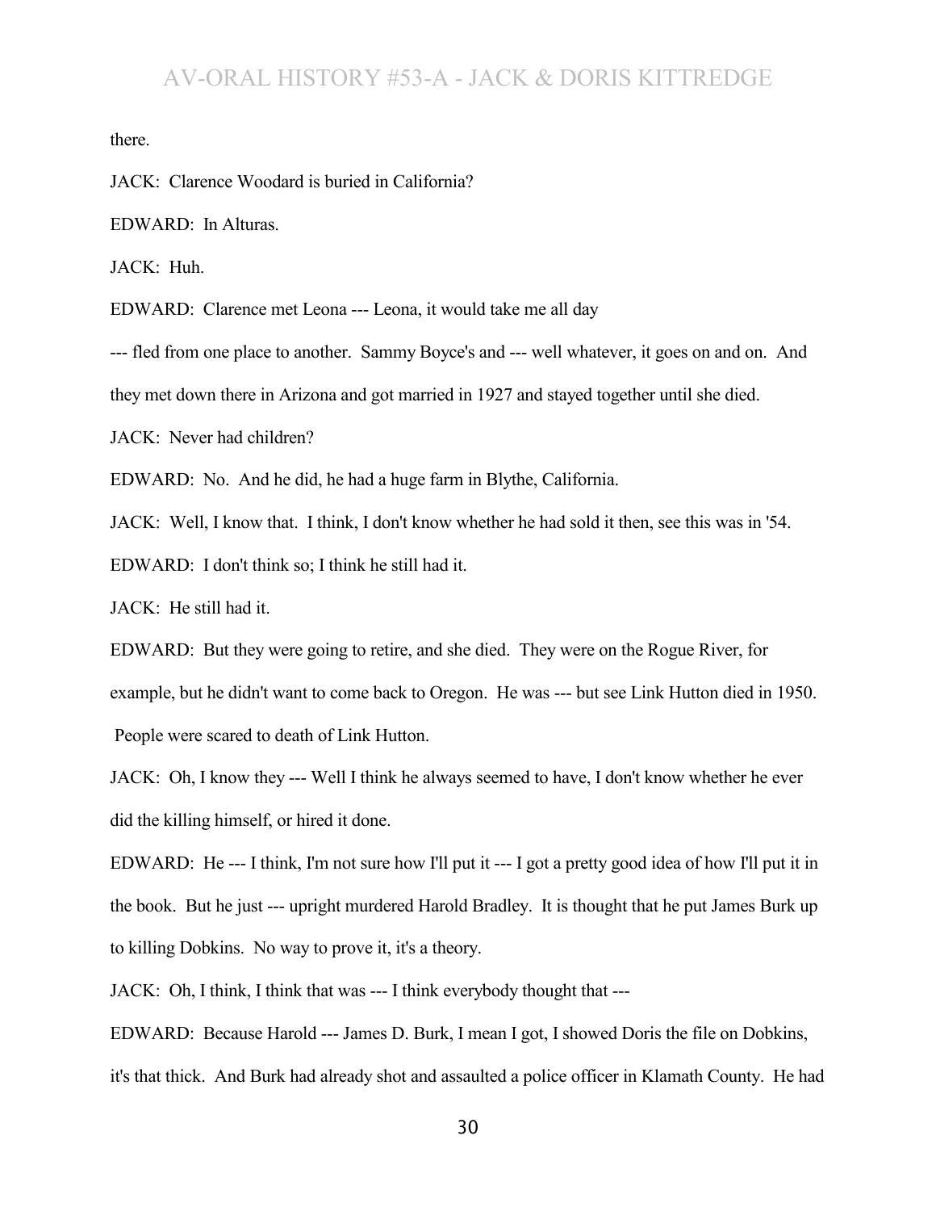there.

JACK: Clarence Woodard is buried in California?

EDWARD: In Alturas.

JACK: Huh.

EDWARD: Clarence met Leona --- Leona, it would take me all day --- fled from one place to another. Sammy Boyce's and --- well whatever, it goes on and on. And they met down there in Arizona and got married in 1927 and stayed together until she died.

JACK: Never had children?

EDWARD: No. And he did, he had a huge farm in Blythe, California.

JACK: Well, I know that. I think, I don't know whether he had sold it then, see this was in '54.

EDWARD: I don't think so; I think he still had it.

JACK: He still had it.

EDWARD: But they were going to retire, and she died. They were on the Rogue River, for example, but he didn't want to come back to Oregon. He was --- but see Link Hutton died in 1950. People were scared to death of Link Hutton.

JACK: Oh, I know they --- Well I think he always seemed to have, I don't know whether he ever did the killing himself, or hired it done.

EDWARD: He --- I think, I'm not sure how I'll put it --- I got a pretty good idea of how I'll put it in the book. But he just --- upright murdered Harold Bradley. It is thought that he put James Burk up to killing Dobkins. No way to prove it, it's a theory.

JACK: Oh, I think, I think that was --- I think everybody thought that ---

EDWARD: Because Harold --- James D. Burk, I mean I got, I showed Doris the file on Dobkins, it's that thick. And Burk had already shot and assaulted a police officer in Klamath County. He had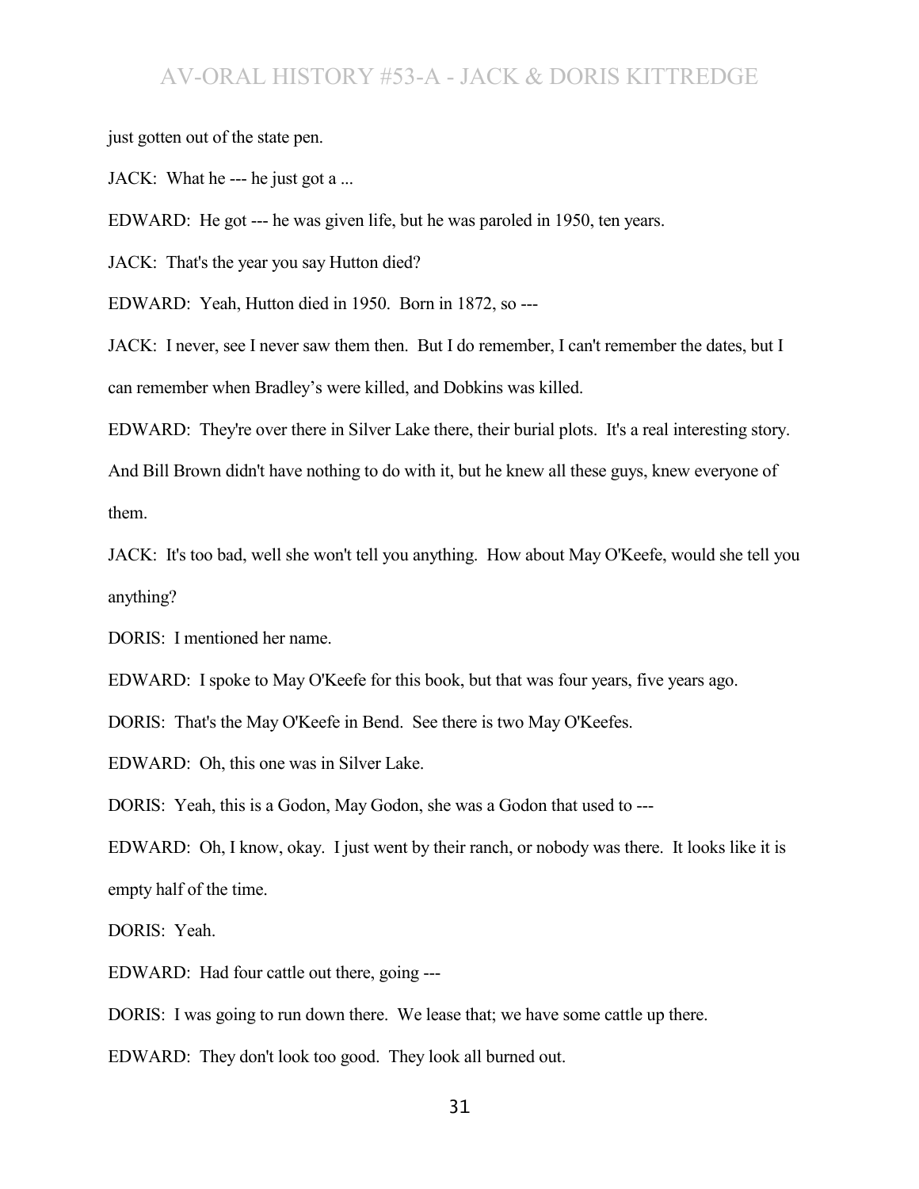just gotten out of the state pen.

JACK: What he --- he just got a ...

EDWARD: He got --- he was given life, but he was paroled in 1950, ten years.

JACK: That's the year you say Hutton died?

EDWARD: Yeah, Hutton died in 1950. Born in 1872, so ---

JACK: I never, see I never saw them then. But I do remember, I can't remember the dates, but I can remember when Bradley's were killed, and Dobkins was killed.

EDWARD: They're over there in Silver Lake there, their burial plots. It's a real interesting story. And Bill Brown didn't have nothing to do with it, but he knew all these guys, knew everyone of them.

JACK: It's too bad, well she won't tell you anything. How about May O'Keefe, would she tell you anything?

DORIS: I mentioned her name.

EDWARD: I spoke to May O'Keefe for this book, but that was four years, five years ago.

DORIS: That's the May O'Keefe in Bend. See there is two May O'Keefes.

EDWARD: Oh, this one was in Silver Lake.

DORIS: Yeah, this is a Godon, May Godon, she was a Godon that used to ---

EDWARD: Oh, I know, okay. I just went by their ranch, or nobody was there. It looks like it is empty half of the time.

DORIS: Yeah.

EDWARD: Had four cattle out there, going ---

DORIS: I was going to run down there. We lease that; we have some cattle up there.

EDWARD: They don't look too good. They look all burned out.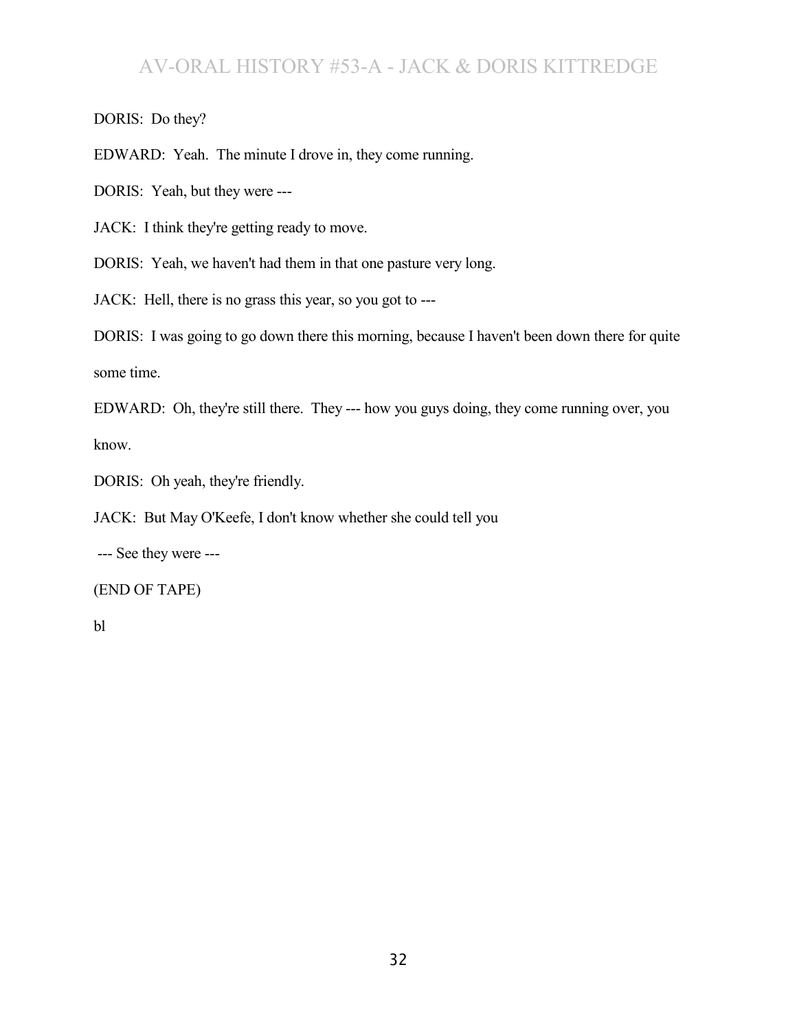DORIS: Do they?

EDWARD: Yeah. The minute I drove in, they come running.

DORIS: Yeah, but they were ---

JACK: I think they're getting ready to move.

DORIS: Yeah, we haven't had them in that one pasture very long.

JACK: Hell, there is no grass this year, so you got to ---

DORIS: I was going to go down there this morning, because I haven't been down there for quite some time.

EDWARD: Oh, they're still there. They --- how you guys doing, they come running over, you know.

DORIS: Oh yeah, they're friendly.

JACK: But May O'Keefe, I don't know whether she could tell you

--- See they were ---

(END OF TAPE)

bl